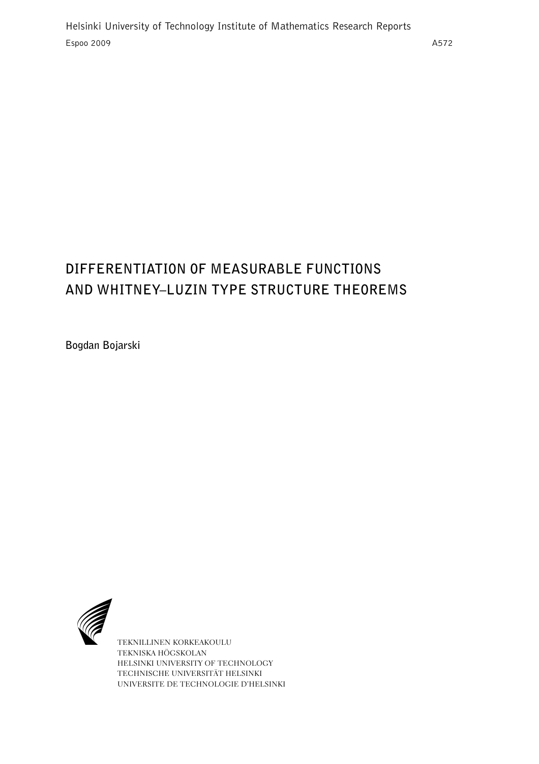Helsinki University of Technology Institute of Mathematics Research Reports

Espoo 2009 A572

# DIFFERENTIATION OF MEASURABLE FUNCTIONS AND WHITNEY–LUZIN TYPE STRUCTURE THEOREMS

**Bogdan Bojarski**

TEKNILLINEN KORKEAKOULU
TEKNISKA HÖGSKOLAN
HELSINKI UNIVERSITY OF TECHNOLOGY
TECHNISCHE UNIVERSITÄT HELSINKI
UNIVERSITE DE TECHNOLOGIE D'HELSINKI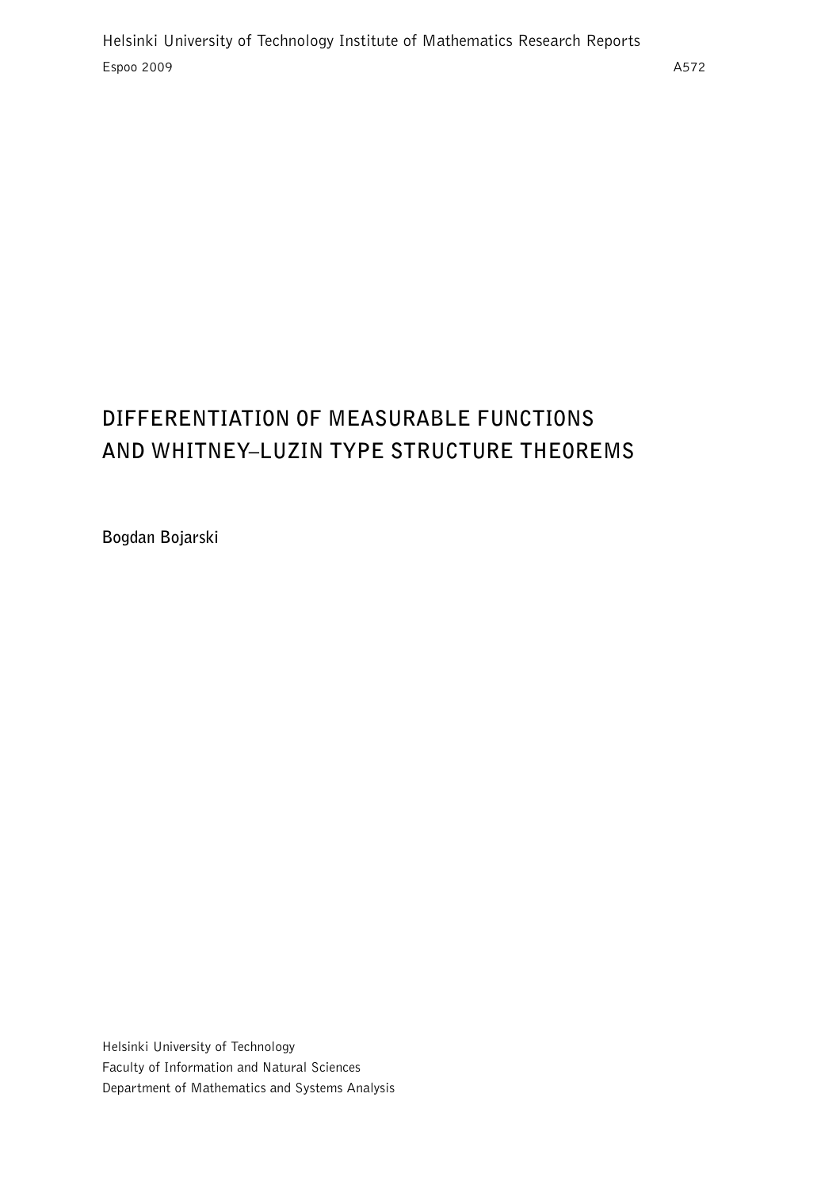Helsinki University of Technology Institute of Mathematics Research Reports

Espoo 2009 A572

# DIFFERENTIATION OF MEASURABLE FUNCTIONS AND WHITNEY–LUZIN TYPE STRUCTURE THEOREMS

**Bogdan Bojarski**

Helsinki University of Technology

Faculty of Information and Natural Sciences

Department of Mathematics and Systems Analysis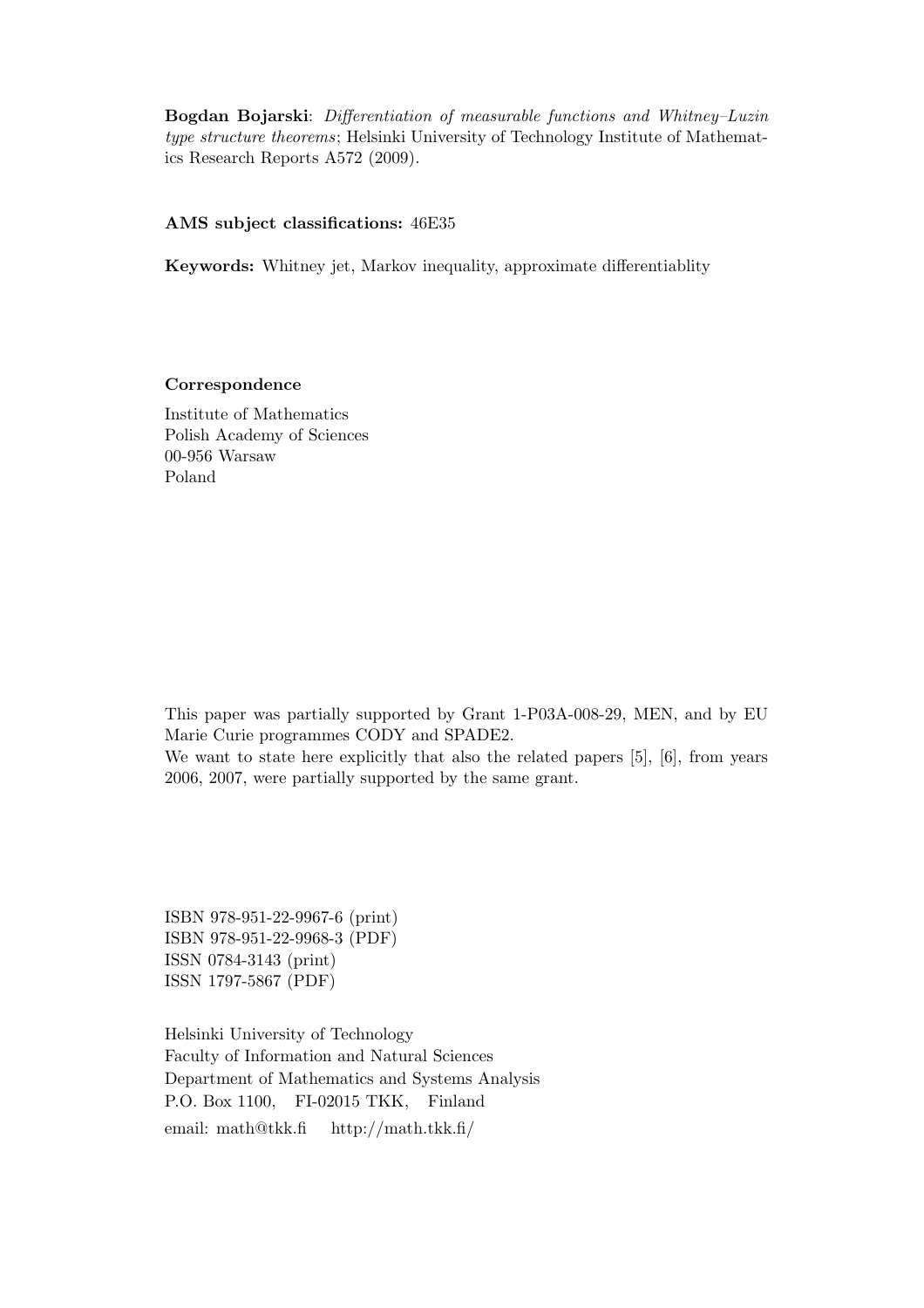**Bogdan Bojarski**: *Differentiation of measurable functions and Whitney–Luzin type structure theorems*; Helsinki University of Technology Institute of Mathematics Research Reports A572 (2009).

**AMS subject classifications:** 46E35

**Keywords:** Whitney jet, Markov inequality, approximate differentiablity

**Correspondence**

Institute of Mathematics
Polish Academy of Sciences
00-956 Warsaw
Poland

This paper was partially supported by Grant 1-P03A-008-29, MEN, and by EU Marie Curie programmes CODY and SPADE2.
We want to state here explicitly that also the related papers [5], [6], from years 2006, 2007, were partially supported by the same grant.

ISBN 978-951-22-9967-6 (print)
ISBN 978-951-22-9968-3 (PDF)
ISSN 0784-3143 (print)
ISSN 1797-5867 (PDF)

Helsinki University of Technology
Faculty of Information and Natural Sciences
Department of Mathematics and Systems Analysis
P.O. Box 1100, FI-02015 TKK, Finland
email: math@tkk.fi http://math.tkk.fi/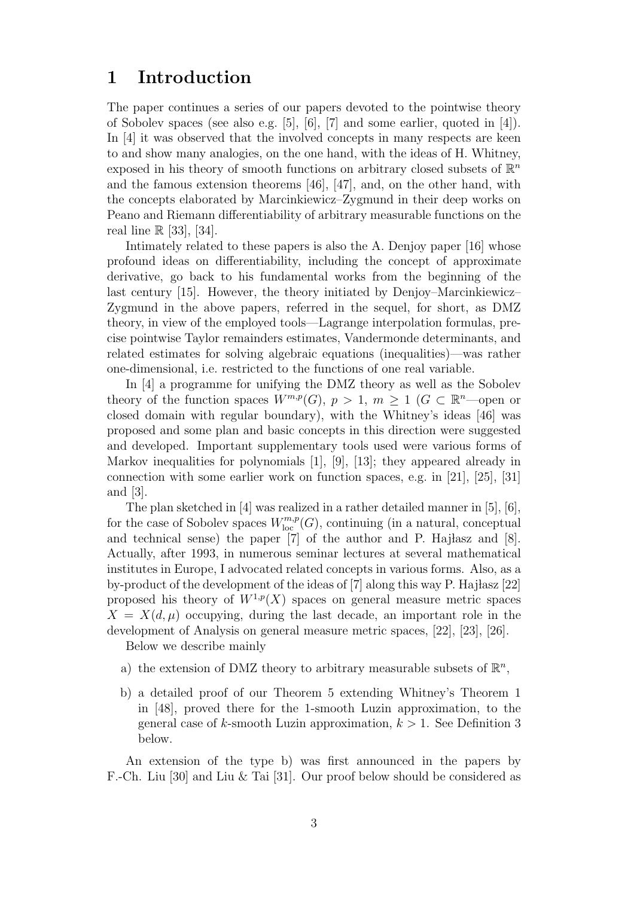# 1 Introduction

The paper continues a series of our papers devoted to the pointwise theory of Sobolev spaces (see also e.g. [5], [6], [7] and some earlier, quoted in [4]). In [4] it was observed that the involved concepts in many respects are keen to and show many analogies, on the one hand, with the ideas of H. Whitney, exposed in his theory of smooth functions on arbitrary closed subsets of $\mathbb{R}^n$ and the famous extension theorems [46], [47], and, on the other hand, with the concepts elaborated by Marcinkiewicz–Zygmund in their deep works on Peano and Riemann differentiability of arbitrary measurable functions on the real line $\mathbb{R}$ [33], [34].

Intimately related to these papers is also the A. Denjoy paper [16] whose profound ideas on differentiability, including the concept of approximate derivative, go back to his fundamental works from the beginning of the last century [15]. However, the theory initiated by Denjoy–Marcinkiewicz–Zygmund in the above papers, referred in the sequel, for short, as DMZ theory, in view of the employed tools—Lagrange interpolation formulas, precise pointwise Taylor remainders estimates, Vandermonde determinants, and related estimates for solving algebraic equations (inequalities)—was rather one-dimensional, i.e. restricted to the functions of one real variable.

In [4] a programme for unifying the DMZ theory as well as the Sobolev theory of the function spaces $W^{m,p}(G)$, $p > 1$, $m \geq 1$ ($G \subset \mathbb{R}^n$—open or closed domain with regular boundary), with the Whitney's ideas [46] was proposed and some plan and basic concepts in this direction were suggested and developed. Important supplementary tools used were various forms of Markov inequalities for polynomials [1], [9], [13]; they appeared already in connection with some earlier work on function spaces, e.g. in [21], [25], [31] and [3].

The plan sketched in [4] was realized in a rather detailed manner in [5], [6], for the case of Sobolev spaces $W^{m,p}_{\mathrm{loc}}(G)$, continuing (in a natural, conceptual and technical sense) the paper [7] of the author and P. Hajłasz and [8]. Actually, after 1993, in numerous seminar lectures at several mathematical institutes in Europe, I advocated related concepts in various forms. Also, as a by-product of the development of the ideas of [7] along this way P. Hajłasz [22] proposed his theory of $W^{1,p}(X)$ spaces on general measure metric spaces $X = X(d, \mu)$ occupying, during the last decade, an important role in the development of Analysis on general measure metric spaces, [22], [23], [26].

Below we describe mainly

a) the extension of DMZ theory to arbitrary measurable subsets of $\mathbb{R}^n$,

b) a detailed proof of our Theorem 5 extending Whitney's Theorem 1 in [48], proved there for the 1-smooth Luzin approximation, to the general case of $k$-smooth Luzin approximation, $k > 1$. See Definition 3 below.

An extension of the type b) was first announced in the papers by F.-Ch. Liu [30] and Liu & Tai [31]. Our proof below should be considered as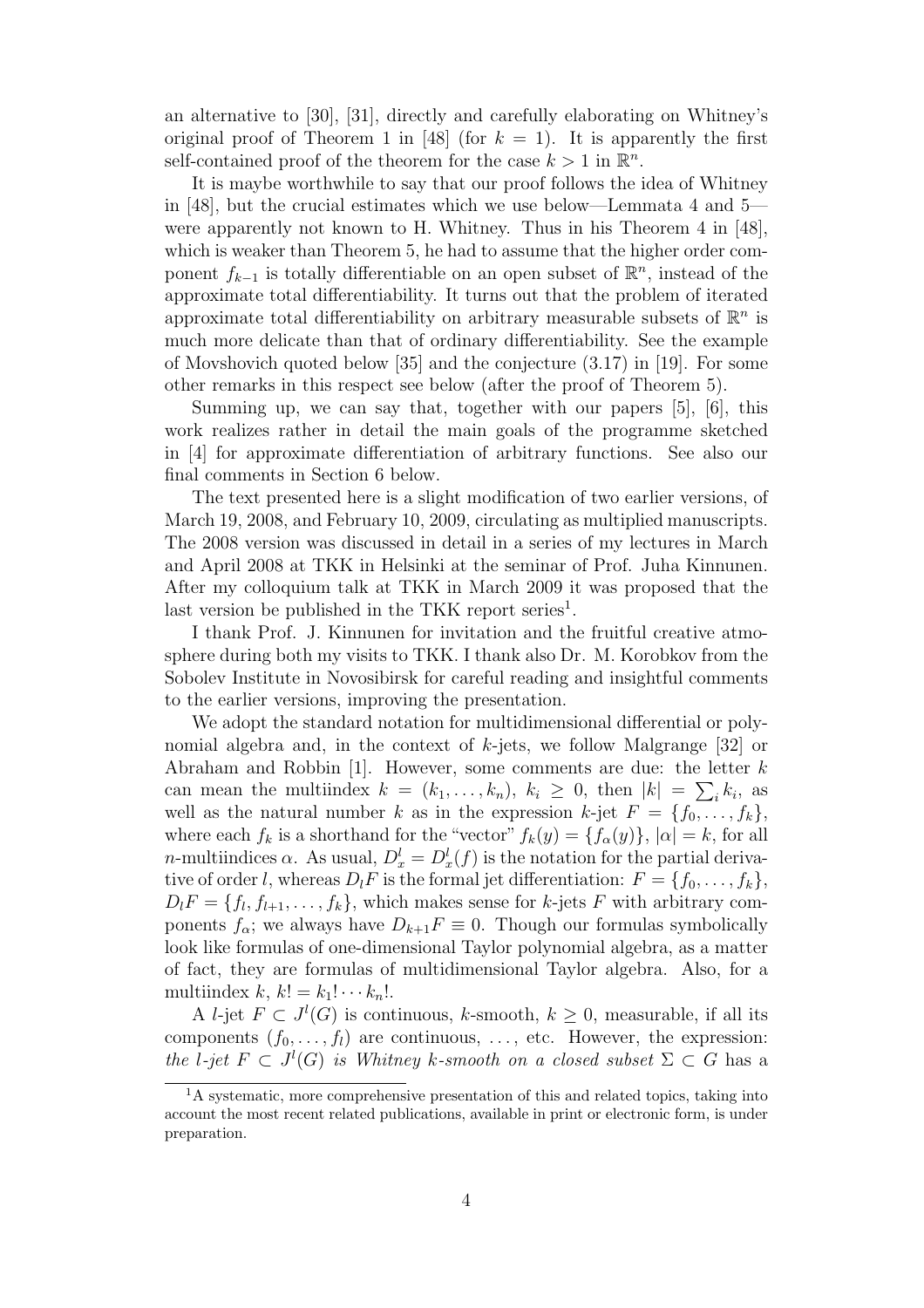an alternative to [30], [31], directly and carefully elaborating on Whitney's original proof of Theorem 1 in [48] (for $k = 1$). It is apparently the first self-contained proof of the theorem for the case $k > 1$ in $\mathbb{R}^n$.

It is maybe worthwhile to say that our proof follows the idea of Whitney in [48], but the crucial estimates which we use below—Lemmata 4 and 5—were apparently not known to H. Whitney. Thus in his Theorem 4 in [48], which is weaker than Theorem 5, he had to assume that the higher order component $f_{k-1}$ is totally differentiable on an open subset of $\mathbb{R}^n$, instead of the approximate total differentiability. It turns out that the problem of iterated approximate total differentiability on arbitrary measurable subsets of $\mathbb{R}^n$ is much more delicate than that of ordinary differentiability. See the example of Movshovich quoted below [35] and the conjecture (3.17) in [19]. For some other remarks in this respect see below (after the proof of Theorem 5).

Summing up, we can say that, together with our papers [5], [6], this work realizes rather in detail the main goals of the programme sketched in [4] for approximate differentiation of arbitrary functions. See also our final comments in Section 6 below.

The text presented here is a slight modification of two earlier versions, of March 19, 2008, and February 10, 2009, circulating as multiplied manuscripts. The 2008 version was discussed in detail in a series of my lectures in March and April 2008 at TKK in Helsinki at the seminar of Prof. Juha Kinnunen. After my colloquium talk at TKK in March 2009 it was proposed that the last version be published in the TKK report series[1].

I thank Prof. J. Kinnunen for invitation and the fruitful creative atmosphere during both my visits to TKK. I thank also Dr. M. Korobkov from the Sobolev Institute in Novosibirsk for careful reading and insightful comments to the earlier versions, improving the presentation.

We adopt the standard notation for multidimensional differential or polynomial algebra and, in the context of $k$-jets, we follow Malgrange [32] or Abraham and Robbin [1]. However, some comments are due: the letter $k$ can mean the multiindex $k = (k_1, \ldots, k_n)$, $k_i \geq 0$, then $|k| = \sum_i k_i$, as well as the natural number $k$ as in the expression $k$-jet $F = \{f_0, \ldots, f_k\}$, where each $f_k$ is a shorthand for the "vector" $f_k(y) = \{f_\alpha(y)\}$, $|\alpha| = k$, for all $n$-multiindices $\alpha$. As usual, $D^l_x = D^l_x(f)$ is the notation for the partial derivative of order $l$, whereas $D_l F$ is the formal jet differentiation: $F = \{f_0, \ldots, f_k\}$, $D_l F = \{f_l, f_{l+1}, \ldots, f_k\}$, which makes sense for $k$-jets $F$ with arbitrary components $f_\alpha$; we always have $D_{k+1} F \equiv 0$. Though our formulas symbolically look like formulas of one-dimensional Taylor polynomial algebra, as a matter of fact, they are formulas of multidimensional Taylor algebra. Also, for a multiindex $k$, $k! = k_1! \cdots k_n!$.

A $l$-jet $F \subset J^l(G)$ is continuous, $k$-smooth, $k \geq 0$, measurable, if all its components $(f_0, \ldots, f_l)$ are continuous, $\ldots$, etc. However, the expression: *the $l$-jet $F \subset J^l(G)$ is Whitney $k$-smooth on a closed subset $\Sigma \subset G$* has a

[1] A systematic, more comprehensive presentation of this and related topics, taking into account the most recent related publications, available in print or electronic form, is under preparation.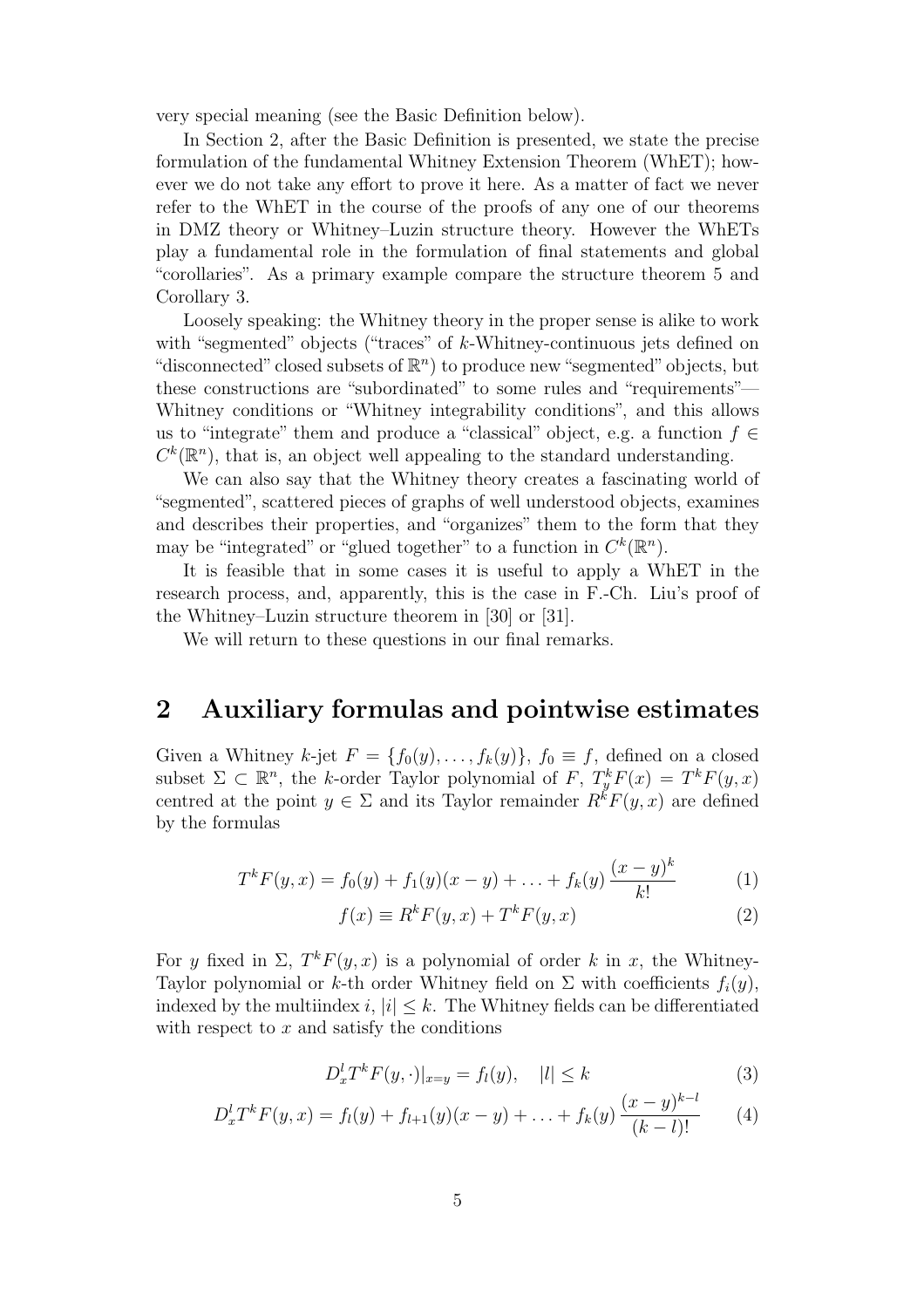very special meaning (see the Basic Definition below).

In Section 2, after the Basic Definition is presented, we state the precise formulation of the fundamental Whitney Extension Theorem (WhET); however we do not take any effort to prove it here. As a matter of fact we never refer to the WhET in the course of the proofs of any one of our theorems in DMZ theory or Whitney–Luzin structure theory. However the WhETs play a fundamental role in the formulation of final statements and global "corollaries". As a primary example compare the structure theorem 5 and Corollary 3.

Loosely speaking: the Whitney theory in the proper sense is alike to work with "segmented" objects ("traces" of $k$-Whitney-continuous jets defined on "disconnected" closed subsets of $\mathbb{R}^n$) to produce new "segmented" objects, but these constructions are "subordinated" to some rules and "requirements"—Whitney conditions or "Whitney integrability conditions", and this allows us to "integrate" them and produce a "classical" object, e.g. a function $f \in C^k(\mathbb{R}^n)$, that is, an object well appealing to the standard understanding.

We can also say that the Whitney theory creates a fascinating world of "segmented", scattered pieces of graphs of well understood objects, examines and describes their properties, and "organizes" them to the form that they may be "integrated" or "glued together" to a function in $C^k(\mathbb{R}^n)$.

It is feasible that in some cases it is useful to apply a WhET in the research process, and, apparently, this is the case in F.-Ch. Liu's proof of the Whitney–Luzin structure theorem in [30] or [31].

We will return to these questions in our final remarks.

## 2 Auxiliary formulas and pointwise estimates

Given a Whitney $k$-jet $F = \{f_0(y), \ldots, f_k(y)\}$, $f_0 \equiv f$, defined on a closed subset $\Sigma \subset \mathbb{R}^n$, the $k$-order Taylor polynomial of $F$, $T_y^k F(x) = T^k F(y,x)$ centred at the point $y \in \Sigma$ and its Taylor remainder $R^k F(y,x)$ are defined by the formulas

$$T^k F(y,x) = f_0(y) + f_1(y)(x-y) + \ldots + f_k(y)\,\frac{(x-y)^k}{k!} \tag{1}$$

$$f(x) \equiv R^k F(y,x) + T^k F(y,x) \tag{2}$$

For $y$ fixed in $\Sigma$, $T^k F(y,x)$ is a polynomial of order $k$ in $x$, the Whitney-Taylor polynomial or $k$-th order Whitney field on $\Sigma$ with coefficients $f_i(y)$, indexed by the multiindex $i$, $|i| \leq k$. The Whitney fields can be differentiated with respect to $x$ and satisfy the conditions

$$D_x^l T^k F(y,\cdot)|_{x=y} = f_l(y), \quad |l| \leq k \tag{3}$$

$$D_x^l T^k F(y,x) = f_l(y) + f_{l+1}(y)(x-y) + \ldots + f_k(y)\,\frac{(x-y)^{k-l}}{(k-l)!} \tag{4}$$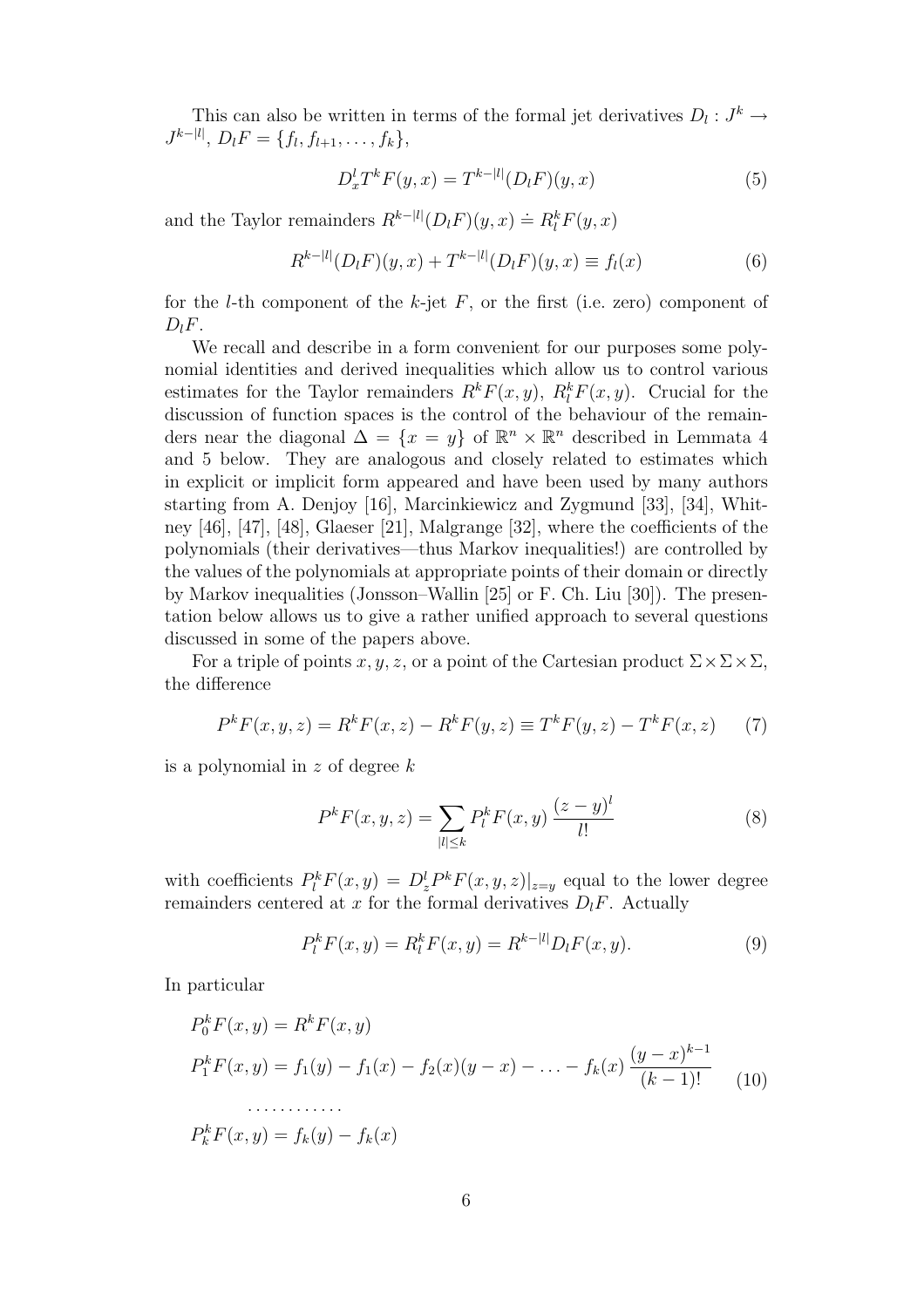This can also be written in terms of the formal jet derivatives $D_l : J^k \to J^{k-|l|}$, $D_l F = \{f_l, f_{l+1}, \dots, f_k\}$,

$$D_x^l T^k F(y,x) = T^{k-|l|}(D_l F)(y,x) \tag{5}$$

and the Taylor remainders $R^{k-|l|}(D_l F)(y,x) \doteq R_l^k F(y,x)$

$$R^{k-|l|}(D_l F)(y,x) + T^{k-|l|}(D_l F)(y,x) \equiv f_l(x) \tag{6}$$

for the $l$-th component of the $k$-jet $F$, or the first (i.e. zero) component of $D_l F$.

We recall and describe in a form convenient for our purposes some polynomial identities and derived inequalities which allow us to control various estimates for the Taylor remainders $R^k F(x,y)$, $R_l^k F(x,y)$. Crucial for the discussion of function spaces is the control of the behaviour of the remainders near the diagonal $\Delta = \{x = y\}$ of $\mathbb{R}^n \times \mathbb{R}^n$ described in Lemmata 4 and 5 below. They are analogous and closely related to estimates which in explicit or implicit form appeared and have been used by many authors starting from A. Denjoy [16], Marcinkiewicz and Zygmund [33], [34], Whitney [46], [47], [48], Glaeser [21], Malgrange [32], where the coefficients of the polynomials (their derivatives—thus Markov inequalities!) are controlled by the values of the polynomials at appropriate points of their domain or directly by Markov inequalities (Jonsson–Wallin [25] or F. Ch. Liu [30]). The presentation below allows us to give a rather unified approach to several questions discussed in some of the papers above.

For a triple of points $x, y, z$, or a point of the Cartesian product $\Sigma \times \Sigma \times \Sigma$, the difference

$$P^k F(x,y,z) = R^k F(x,z) - R^k F(y,z) \equiv T^k F(y,z) - T^k F(x,z) \tag{7}$$

is a polynomial in $z$ of degree $k$

$$P^k F(x,y,z) = \sum_{|l| \le k} P_l^k F(x,y) \, \frac{(z-y)^l}{l!} \tag{8}$$

with coefficients $P_l^k F(x,y) = D_z^l P^k F(x,y,z)|_{z=y}$ equal to the lower degree remainders centered at $x$ for the formal derivatives $D_l F$. Actually

$$P_l^k F(x,y) = R_l^k F(x,y) = R^{k-|l|} D_l F(x,y). \tag{9}$$

In particular

$$\begin{aligned}
P_0^k F(x,y) &= R^k F(x,y) \\
P_1^k F(x,y) &= f_1(y) - f_1(x) - f_2(x)(y-x) - \ldots - f_k(x) \, \frac{(y-x)^{k-1}}{(k-1)!} \\
&\quad \cdots\cdots\cdots\cdots \\
P_k^k F(x,y) &= f_k(y) - f_k(x)
\end{aligned} \tag{10}$$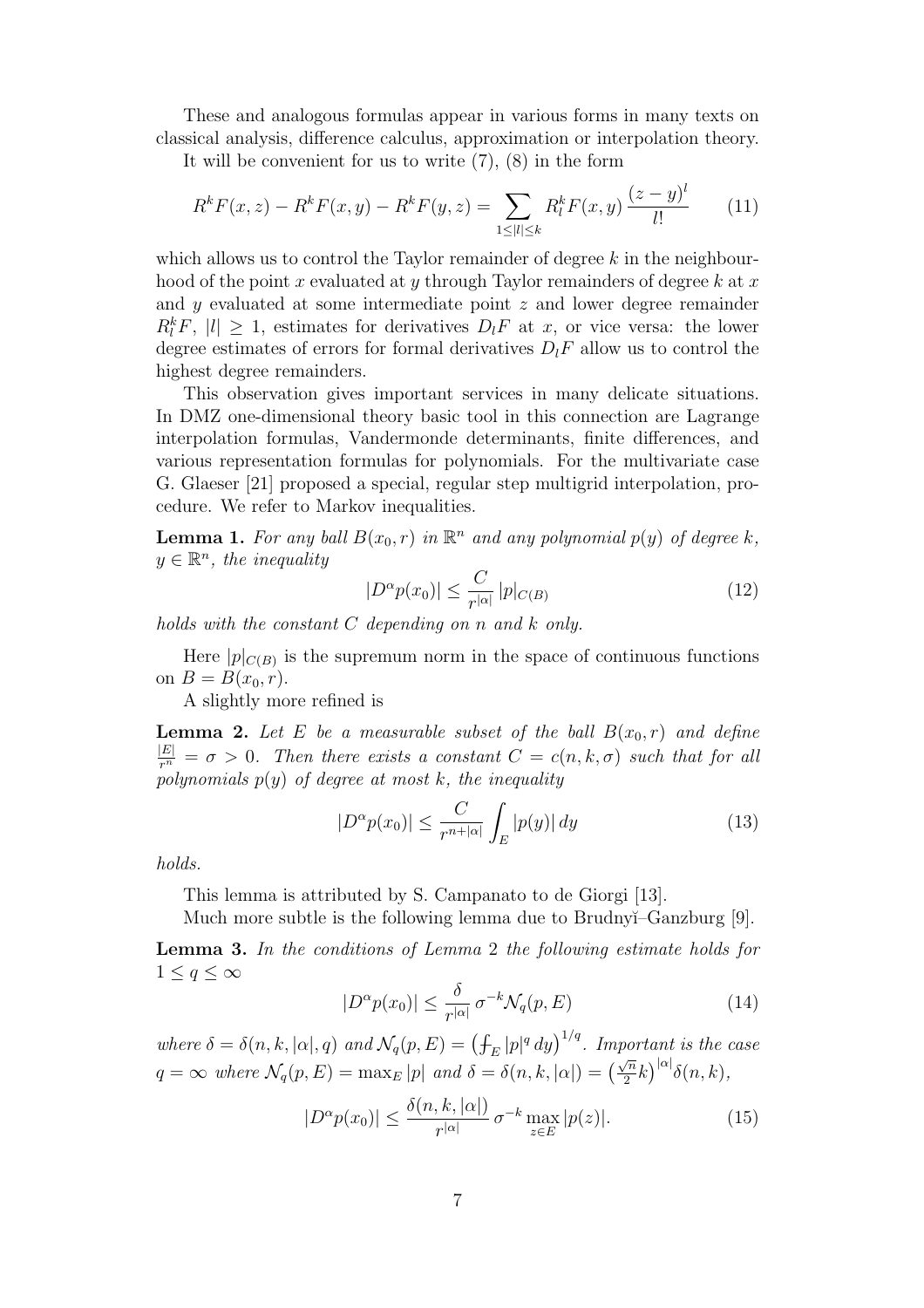These and analogous formulas appear in various forms in many texts on classical analysis, difference calculus, approximation or interpolation theory.

It will be convenient for us to write (7), (8) in the form

$$R^k F(x,z) - R^k F(x,y) - R^k F(y,z) = \sum_{1\le |l| \le k} R^k_l F(x,y)\, \frac{(z-y)^l}{l!} \qquad (11)$$

which allows us to control the Taylor remainder of degree $k$ in the neighbourhood of the point $x$ evaluated at $y$ through Taylor remainders of degree $k$ at $x$ and $y$ evaluated at some intermediate point $z$ and lower degree remainder $R^k_l F$, $|l| \ge 1$, estimates for derivatives $D_l F$ at $x$, or vice versa: the lower degree estimates of errors for formal derivatives $D_l F$ allow us to control the highest degree remainders.

This observation gives important services in many delicate situations. In DMZ one-dimensional theory basic tool in this connection are Lagrange interpolation formulas, Vandermonde determinants, finite differences, and various representation formulas for polynomials. For the multivariate case G. Glaeser [21] proposed a special, regular step multigrid interpolation, procedure. We refer to Markov inequalities.

**Lemma 1.** *For any ball $B(x_0, r)$ in $\mathbb{R}^n$ and any polynomial $p(y)$ of degree $k$, $y \in \mathbb{R}^n$, the inequality*

$$|D^\alpha p(x_0)| \le \frac{C}{r^{|\alpha|}}\, |p|_{C(B)} \qquad (12)$$

*holds with the constant $C$ depending on $n$ and $k$ only.*

Here $|p|_{C(B)}$ is the supremum norm in the space of continuous functions on $B = B(x_0, r)$.

A slightly more refined is

**Lemma 2.** *Let $E$ be a measurable subset of the ball $B(x_0, r)$ and define $\frac{|E|}{r^n} = \sigma > 0$. Then there exists a constant $C = c(n, k, \sigma)$ such that for all polynomials $p(y)$ of degree at most $k$, the inequality*

$$|D^\alpha p(x_0)| \le \frac{C}{r^{n+|\alpha|}} \int_E |p(y)|\, dy \qquad (13)$$

*holds.*

This lemma is attributed by S. Campanato to de Giorgi [13].

Much more subtle is the following lemma due to Brudnyĭ–Ganzburg [9].

**Lemma 3.** *In the conditions of Lemma 2 the following estimate holds for $1 \le q \le \infty$*

$$|D^\alpha p(x_0)| \le \frac{\delta}{r^{|\alpha|}}\, \sigma^{-k} \mathcal{N}_q(p, E) \qquad (14)$$

*where $\delta = \delta(n, k, |\alpha|, q)$ and $\mathcal{N}_q(p, E) = \left(⨍_E |p|^q\, dy\right)^{1/q}$. Important is the case $q = \infty$ where $\mathcal{N}_q(p, E) = \max_E |p|$ and $\delta = \delta(n, k, |\alpha|) = \left(\frac{\sqrt{n}}{2} k\right)^{|\alpha|} \delta(n, k)$,*

$$|D^\alpha p(x_0)| \le \frac{\delta(n, k, |\alpha|)}{r^{|\alpha|}}\, \sigma^{-k} \max_{z \in E} |p(z)|. \qquad (15)$$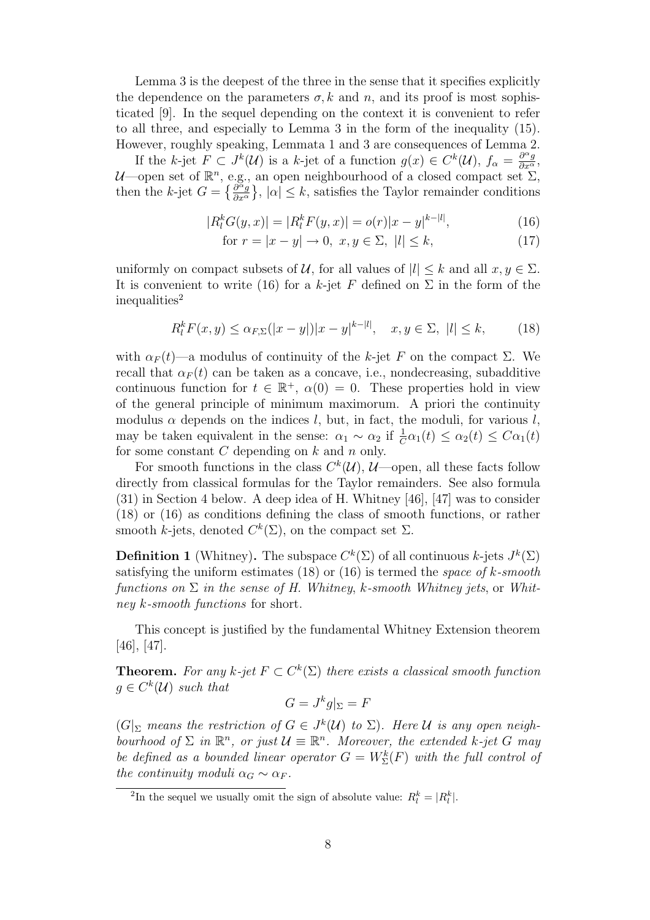Lemma 3 is the deepest of the three in the sense that it specifies explicitly the dependence on the parameters $\sigma, k$ and $n$, and its proof is most sophisticated [9]. In the sequel depending on the context it is convenient to refer to all three, and especially to Lemma 3 in the form of the inequality (15). However, roughly speaking, Lemmata 1 and 3 are consequences of Lemma 2.

If the $k$-jet $F \subset J^k(\mathcal{U})$ is a $k$-jet of a function $g(x) \in C^k(\mathcal{U})$, $f_\alpha = \frac{\partial^\alpha g}{\partial x^\alpha}$, $\mathcal{U}$—open set of $\mathbb{R}^n$, e.g., an open neighbourhood of a closed compact set $\Sigma$, then the $k$-jet $G = \{\frac{\partial^\alpha g}{\partial x^\alpha}\}$, $|\alpha| \le k$, satisfies the Taylor remainder conditions

$$|R_l^k G(y,x)| = |R_l^k F(y,x)| = o(r)|x-y|^{k-|l|}, \tag{16}$$

$$\text{for } r = |x-y| \to 0,\ x, y \in \Sigma,\ |l| \le k, \tag{17}$$

uniformly on compact subsets of $\mathcal{U}$, for all values of $|l| \le k$ and all $x, y \in \Sigma$. It is convenient to write (16) for a $k$-jet $F$ defined on $\Sigma$ in the form of the inequalities[2]

$$R_l^k F(x,y) \le \alpha_{F,\Sigma}(|x-y|)|x-y|^{k-|l|}, \quad x, y \in \Sigma,\ |l| \le k, \tag{18}$$

with $\alpha_F(t)$—a modulus of continuity of the $k$-jet $F$ on the compact $\Sigma$. We recall that $\alpha_F(t)$ can be taken as a concave, i.e., nondecreasing, subadditive continuous function for $t \in \mathbb{R}^+$, $\alpha(0) = 0$. These properties hold in view of the general principle of minimum maximorum. A priori the continuity modulus $\alpha$ depends on the indices $l$, but, in fact, the moduli, for various $l$, may be taken equivalent in the sense: $\alpha_1 \sim \alpha_2$ if $\frac{1}{C}\alpha_1(t) \le \alpha_2(t) \le C\alpha_1(t)$ for some constant $C$ depending on $k$ and $n$ only.

For smooth functions in the class $C^k(\mathcal{U})$, $\mathcal{U}$—open, all these facts follow directly from classical formulas for the Taylor remainders. See also formula (31) in Section 4 below. A deep idea of H. Whitney [46], [47] was to consider (18) or (16) as conditions defining the class of smooth functions, or rather smooth $k$-jets, denoted $C^k(\Sigma)$, on the compact set $\Sigma$.

**Definition 1** (Whitney)**.** The subspace $C^k(\Sigma)$ of all continuous $k$-jets $J^k(\Sigma)$ satisfying the uniform estimates (18) or (16) is termed the *space of $k$-smooth functions on $\Sigma$ in the sense of H. Whitney*, *$k$-smooth Whitney jets*, or *Whitney $k$-smooth functions* for short.

This concept is justified by the fundamental Whitney Extension theorem [46], [47].

**Theorem.** *For any $k$-jet $F \subset C^k(\Sigma)$ there exists a classical smooth function $g \in C^k(\mathcal{U})$ such that*

$$G = J^k g|_\Sigma = F$$

*($G|_\Sigma$ means the restriction of $G \in J^k(\mathcal{U})$ to $\Sigma$). Here $\mathcal{U}$ is any open neighbourhood of $\Sigma$ in $\mathbb{R}^n$, or just $\mathcal{U} \equiv \mathbb{R}^n$. Moreover, the extended $k$-jet $G$ may be defined as a bounded linear operator $G = W_\Sigma^k(F)$ with the full control of the continuity moduli $\alpha_G \sim \alpha_F$.*

[2] In the sequel we usually omit the sign of absolute value: $R_l^k = |R_l^k|$.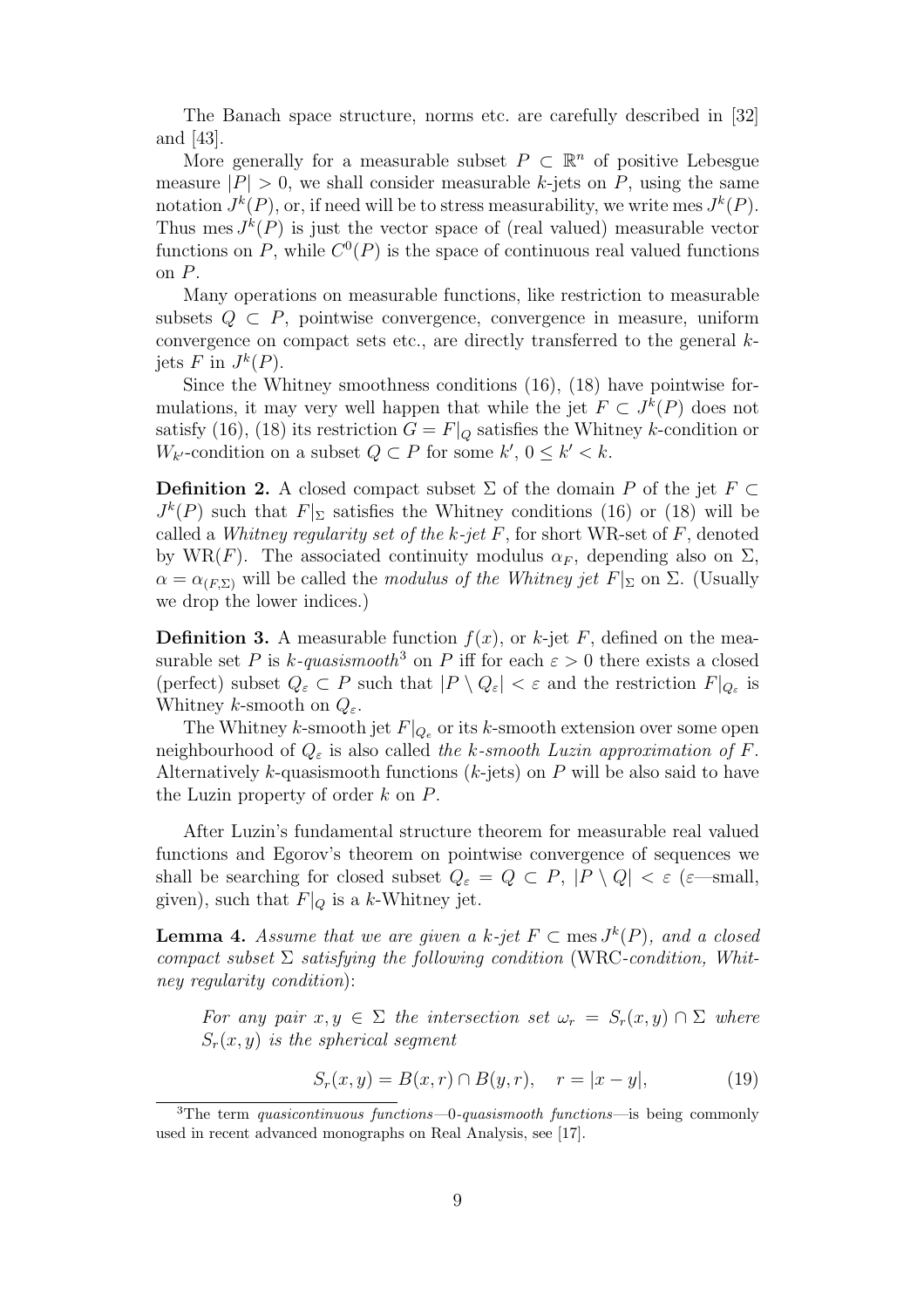The Banach space structure, norms etc. are carefully described in [32] and [43].

More generally for a measurable subset $P \subset \mathbb{R}^n$ of positive Lebesgue measure $|P| > 0$, we shall consider measurable $k$-jets on $P$, using the same notation $J^k(P)$, or, if need will be to stress measurability, we write $\operatorname{mes} J^k(P)$. Thus $\operatorname{mes} J^k(P)$ is just the vector space of (real valued) measurable vector functions on $P$, while $C^0(P)$ is the space of continuous real valued functions on $P$.

Many operations on measurable functions, like restriction to measurable subsets $Q \subset P$, pointwise convergence, convergence in measure, uniform convergence on compact sets etc., are directly transferred to the general $k$-jets $F$ in $J^k(P)$.

Since the Whitney smoothness conditions (16), (18) have pointwise formulations, it may very well happen that while the jet $F \subset J^k(P)$ does not satisfy (16), (18) its restriction $G = F|_Q$ satisfies the Whitney $k$-condition or $W_{k'}$-condition on a subset $Q \subset P$ for some $k'$, $0 \leq k' < k$.

**Definition 2.** A closed compact subset $\Sigma$ of the domain $P$ of the jet $F \subset J^k(P)$ such that $F|_\Sigma$ satisfies the Whitney conditions (16) or (18) will be called a *Whitney regularity set of the $k$-jet $F$*, for short WR-set of $F$, denoted by $\mathrm{WR}(F)$. The associated continuity modulus $\alpha_F$, depending also on $\Sigma$, $\alpha = \alpha_{(F,\Sigma)}$ will be called the *modulus of the Whitney jet $F|_\Sigma$* on $\Sigma$. (Usually we drop the lower indices.)

**Definition 3.** A measurable function $f(x)$, or $k$-jet $F$, defined on the measurable set $P$ is *$k$-quasismooth*[3] on $P$ iff for each $\varepsilon > 0$ there exists a closed (perfect) subset $Q_\varepsilon \subset P$ such that $|P \setminus Q_\varepsilon| < \varepsilon$ and the restriction $F|_{Q_\varepsilon}$ is Whitney $k$-smooth on $Q_\varepsilon$.

The Whitney $k$-smooth jet $F|_{Q_\varepsilon}$ or its $k$-smooth extension over some open neighbourhood of $Q_\varepsilon$ is also called *the $k$-smooth Luzin approximation of $F$*. Alternatively $k$-quasismooth functions ($k$-jets) on $P$ will be also said to have the Luzin property of order $k$ on $P$.

After Luzin's fundamental structure theorem for measurable real valued functions and Egorov's theorem on pointwise convergence of sequences we shall be searching for closed subset $Q_\varepsilon = Q \subset P$, $|P \setminus Q| < \varepsilon$ ($\varepsilon$—small, given), such that $F|_Q$ is a $k$-Whitney jet.

**Lemma 4.** *Assume that we are given a $k$-jet $F \subset \operatorname{mes} J^k(P)$, and a closed compact subset $\Sigma$ satisfying the following condition* (WRC*-condition, Whitney regularity condition*):

> *For any pair $x, y \in \Sigma$ the intersection set $\omega_r = S_r(x,y) \cap \Sigma$ where $S_r(x,y)$ is the spherical segment*
>
> $$S_r(x,y) = B(x,r) \cap B(y,r), \quad r = |x-y|, \tag{19}$$

[3] The term *quasicontinuous functions*—0-*quasismooth functions*—is being commonly used in recent advanced monographs on Real Analysis, see [17].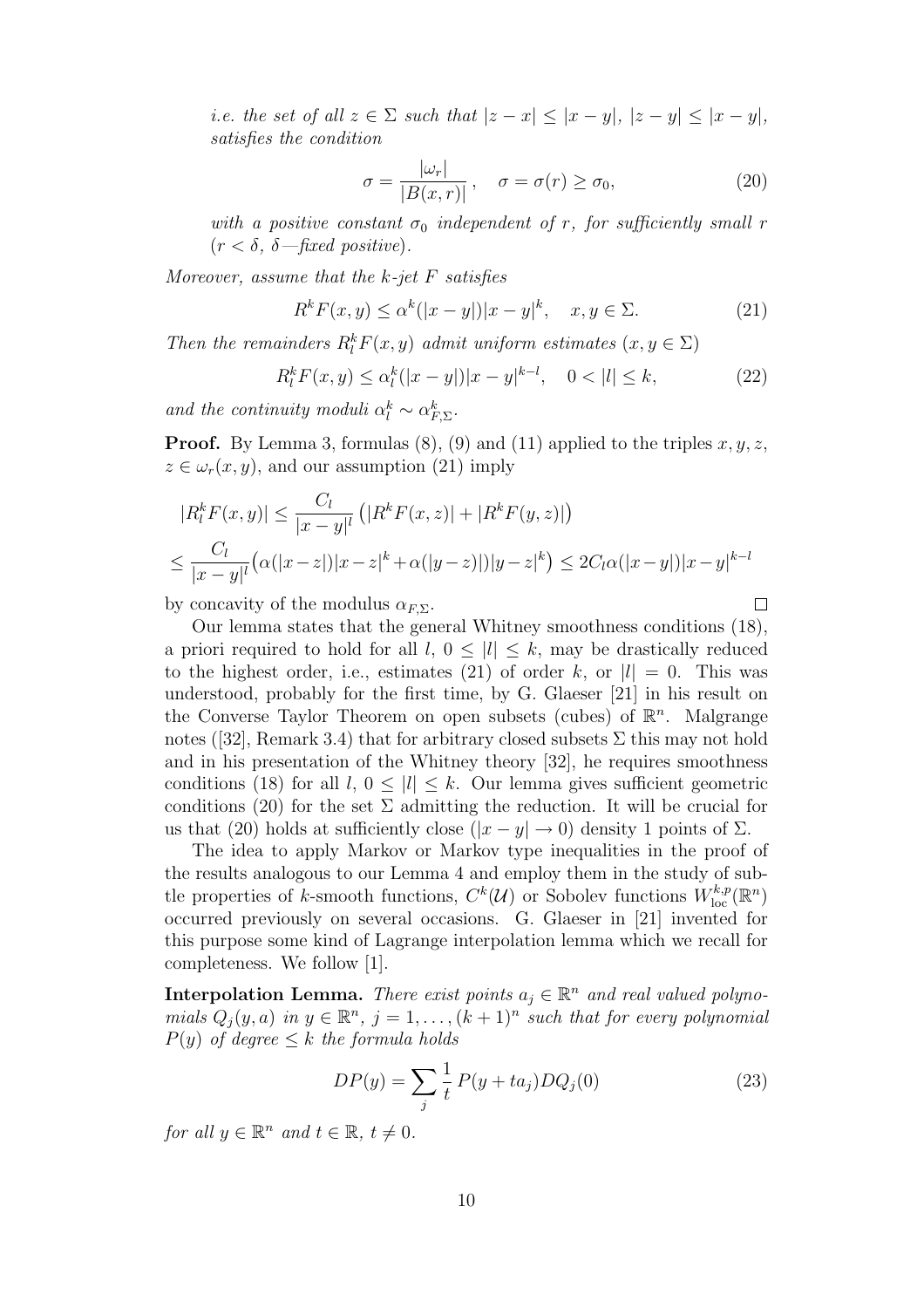*i.e. the set of all $z \in \Sigma$ such that $|z-x| \leq |x-y|$, $|z-y| \leq |x-y|$, satisfies the condition*

$$\sigma = \frac{|\omega_r|}{|B(x,r)|}\,, \quad \sigma = \sigma(r) \geq \sigma_0, \tag{20}$$

*with a positive constant $\sigma_0$ independent of $r$, for sufficiently small $r$ ($r < \delta$, $\delta$—fixed positive).*

*Moreover, assume that the $k$-jet $F$ satisfies*

$$R^k F(x,y) \leq \alpha^k(|x-y|)|x-y|^k, \quad x,y \in \Sigma. \tag{21}$$

*Then the remainders $R^k_l F(x,y)$ admit uniform estimates ($x, y \in \Sigma$)*

$$R^k_l F(x,y) \leq \alpha^k_l(|x-y|)|x-y|^{k-l}, \quad 0 < |l| \leq k, \tag{22}$$

*and the continuity moduli $\alpha^k_l \sim \alpha^k_{F,\Sigma}$.*

**Proof.** By Lemma 3, formulas (8), (9) and (11) applied to the triples $x, y, z$, $z \in \omega_r(x,y)$, and our assumption (21) imply

$$|R^k_l F(x,y)| \leq \frac{C_l}{|x-y|^l}\left(|R^k F(x,z)| + |R^k F(y,z)|\right)$$

$$\leq \frac{C_l}{|x-y|^l}\big(\alpha(|x-z|)|x-z|^k + \alpha(|y-z|)|y-z|^k\big) \leq 2C_l \alpha(|x-y|)|x-y|^{k-l}$$

by concavity of the modulus $\alpha_{F,\Sigma}$. □

Our lemma states that the general Whitney smoothness conditions (18), a priori required to hold for all $l$, $0 \leq |l| \leq k$, may be drastically reduced to the highest order, i.e., estimates (21) of order $k$, or $|l| = 0$. This was understood, probably for the first time, by G. Glaeser [21] in his result on the Converse Taylor Theorem on open subsets (cubes) of $\mathbb{R}^n$. Malgrange notes ([32], Remark 3.4) that for arbitrary closed subsets $\Sigma$ this may not hold and in his presentation of the Whitney theory [32], he requires smoothness conditions (18) for all $l$, $0 \leq |l| \leq k$. Our lemma gives sufficient geometric conditions (20) for the set $\Sigma$ admitting the reduction. It will be crucial for us that (20) holds at sufficiently close ($|x-y| \to 0$) density 1 points of $\Sigma$.

The idea to apply Markov or Markov type inequalities in the proof of the results analogous to our Lemma 4 and employ them in the study of subtle properties of $k$-smooth functions, $C^k(\mathcal{U})$ or Sobolev functions $W^{k,p}_{\mathrm{loc}}(\mathbb{R}^n)$ occurred previously on several occasions. G. Glaeser in [21] invented for this purpose some kind of Lagrange interpolation lemma which we recall for completeness. We follow [1].

**Interpolation Lemma.** *There exist points $a_j \in \mathbb{R}^n$ and real valued polynomials $Q_j(y,a)$ in $y \in \mathbb{R}^n$, $j = 1, \ldots, (k+1)^n$ such that for every polynomial $P(y)$ of degree $\leq k$ the formula holds*

$$DP(y) = \sum_j \frac{1}{t}\, P(y + ta_j) DQ_j(0) \tag{23}$$

*for all $y \in \mathbb{R}^n$ and $t \in \mathbb{R}$, $t \neq 0$.*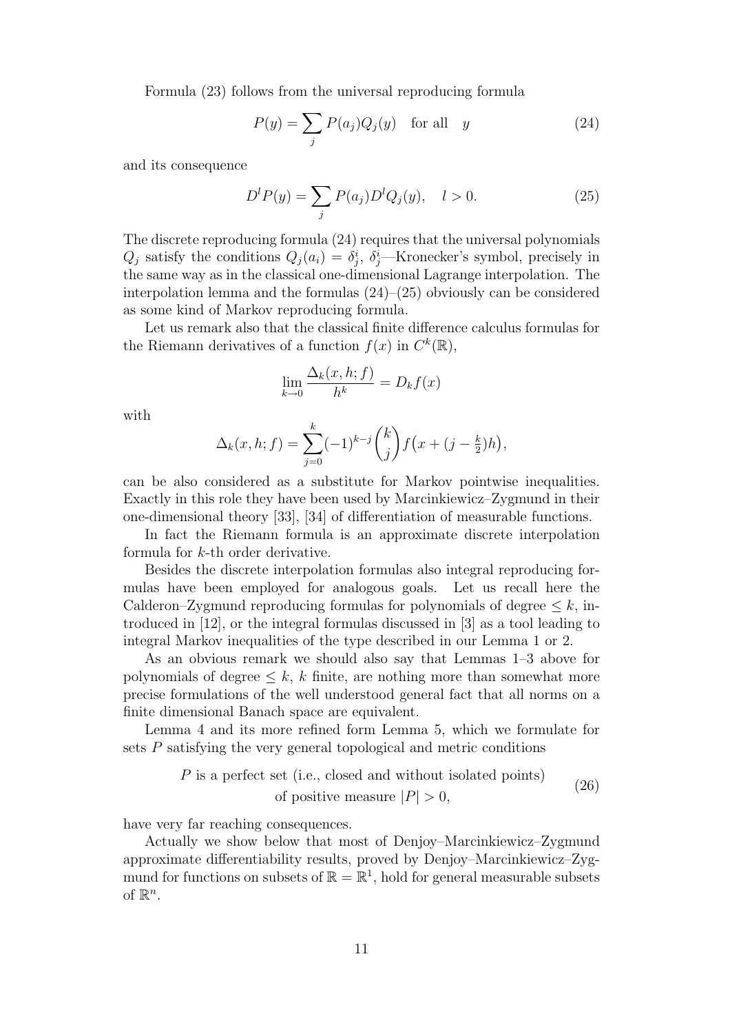Formula (23) follows from the universal reproducing formula

$$P(y) = \sum_j P(a_j) Q_j(y) \quad \text{for all} \quad y \tag{24}$$

and its consequence

$$D^l P(y) = \sum_j P(a_j) D^l Q_j(y), \quad l > 0. \tag{25}$$

The discrete reproducing formula (24) requires that the universal polynomials $Q_j$ satisfy the conditions $Q_j(a_i) = \delta^i_j$, $\delta^i_j$—Kronecker's symbol, precisely in the same way as in the classical one-dimensional Lagrange interpolation. The interpolation lemma and the formulas (24)–(25) obviously can be considered as some kind of Markov reproducing formula.

Let us remark also that the classical finite difference calculus formulas for the Riemann derivatives of a function $f(x)$ in $C^k(\mathbb{R})$,

$$\lim_{k \to 0} \frac{\Delta_k(x, h; f)}{h^k} = D_k f(x)$$

with

$$\Delta_k(x, h; f) = \sum_{j=0}^{k} (-1)^{k-j} \binom{k}{j} f\big(x + (j - \tfrac{k}{2})h\big),$$

can be also considered as a substitute for Markov pointwise inequalities. Exactly in this role they have been used by Marcinkiewicz–Zygmund in their one-dimensional theory [33], [34] of differentiation of measurable functions.

In fact the Riemann formula is an approximate discrete interpolation formula for $k$-th order derivative.

Besides the discrete interpolation formulas also integral reproducing formulas have been employed for analogous goals. Let us recall here the Calderon–Zygmund reproducing formulas for polynomials of degree $\leq k$, introduced in [12], or the integral formulas discussed in [3] as a tool leading to integral Markov inequalities of the type described in our Lemma 1 or 2.

As an obvious remark we should also say that Lemmas 1–3 above for polynomials of degree $\leq k$, $k$ finite, are nothing more than somewhat more precise formulations of the well understood general fact that all norms on a finite dimensional Banach space are equivalent.

Lemma 4 and its more refined form Lemma 5, which we formulate for sets $P$ satisfying the very general topological and metric conditions

$$\begin{gathered} P \text{ is a perfect set (i.e., closed and without isolated points)} \\ \text{of positive measure } |P| > 0, \end{gathered} \tag{26}$$

have very far reaching consequences.

Actually we show below that most of Denjoy–Marcinkiewicz–Zygmund approximate differentiability results, proved by Denjoy–Marcinkiewicz–Zygmund for functions on subsets of $\mathbb{R} = \mathbb{R}^1$, hold for general measurable subsets of $\mathbb{R}^n$.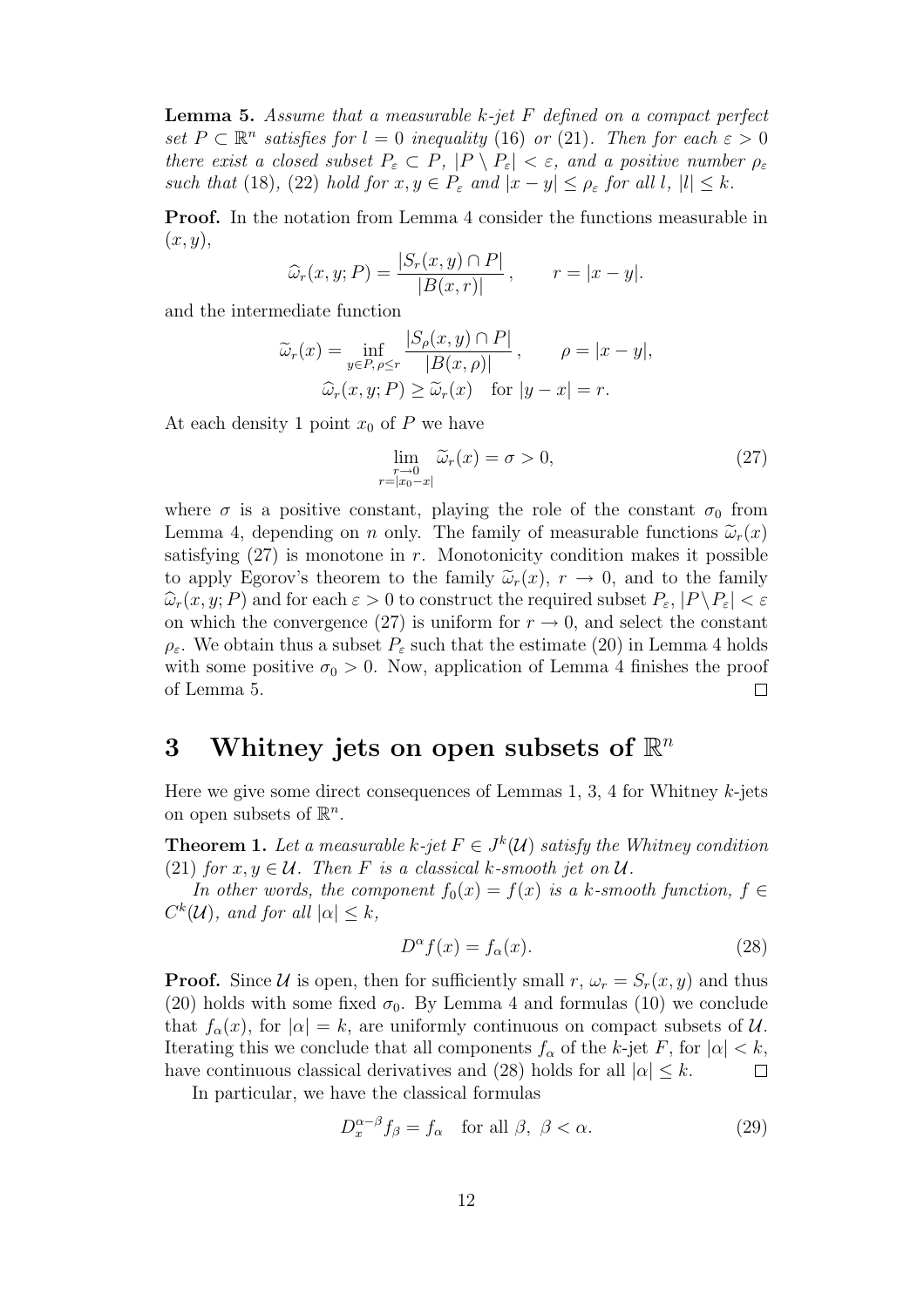**Lemma 5.** *Assume that a measurable $k$-jet $F$ defined on a compact perfect set $P \subset \mathbb{R}^n$ satisfies for $l = 0$ inequality (16) or (21). Then for each $\varepsilon > 0$ there exist a closed subset $P_\varepsilon \subset P$, $|P \setminus P_\varepsilon| < \varepsilon$, and a positive number $\rho_\varepsilon$ such that (18), (22) hold for $x, y \in P_\varepsilon$ and $|x - y| \le \rho_\varepsilon$ for all $l$, $|l| \le k$.*

**Proof.** In the notation from Lemma 4 consider the functions measurable in $(x, y)$,

$$\widehat{\omega}_r(x, y; P) = \frac{|S_r(x, y) \cap P|}{|B(x, r)|}, \qquad r = |x - y|.$$

and the intermediate function

$$\widetilde{\omega}_r(x) = \inf_{y \in P, \rho \le r} \frac{|S_\rho(x, y) \cap P|}{|B(x, \rho)|}, \qquad \rho = |x - y|,$$
$$\widehat{\omega}_r(x, y; P) \ge \widetilde{\omega}_r(x) \quad \text{for } |y - x| = r.$$

At each density 1 point $x_0$ of $P$ we have

$$\lim_{\substack{r \to 0 \\ r = |x_0 - x|}} \widetilde{\omega}_r(x) = \sigma > 0, \tag{27}$$

where $\sigma$ is a positive constant, playing the role of the constant $\sigma_0$ from Lemma 4, depending on $n$ only. The family of measurable functions $\widetilde{\omega}_r(x)$ satisfying (27) is monotone in $r$. Monotonicity condition makes it possible to apply Egorov's theorem to the family $\widetilde{\omega}_r(x)$, $r \to 0$, and to the family $\widehat{\omega}_r(x, y; P)$ and for each $\varepsilon > 0$ to construct the required subset $P_\varepsilon$, $|P \setminus P_\varepsilon| < \varepsilon$ on which the convergence (27) is uniform for $r \to 0$, and select the constant $\rho_\varepsilon$. We obtain thus a subset $P_\varepsilon$ such that the estimate (20) in Lemma 4 holds with some positive $\sigma_0 > 0$. Now, application of Lemma 4 finishes the proof of Lemma 5. $\square$

# 3 Whitney jets on open subsets of $\mathbb{R}^n$

Here we give some direct consequences of Lemmas 1, 3, 4 for Whitney $k$-jets on open subsets of $\mathbb{R}^n$.

**Theorem 1.** *Let a measurable $k$-jet $F \in J^k(\mathcal{U})$ satisfy the Whitney condition (21) for $x, y \in \mathcal{U}$. Then $F$ is a classical $k$-smooth jet on $\mathcal{U}$.*

*In other words, the component $f_0(x) = f(x)$ is a $k$-smooth function, $f \in C^k(\mathcal{U})$, and for all $|\alpha| \le k$,*

$$D^\alpha f(x) = f_\alpha(x). \tag{28}$$

**Proof.** Since $\mathcal{U}$ is open, then for sufficiently small $r$, $\omega_r = S_r(x, y)$ and thus (20) holds with some fixed $\sigma_0$. By Lemma 4 and formulas (10) we conclude that $f_\alpha(x)$, for $|\alpha| = k$, are uniformly continuous on compact subsets of $\mathcal{U}$. Iterating this we conclude that all components $f_\alpha$ of the $k$-jet $F$, for $|\alpha| < k$, have continuous classical derivatives and (28) holds for all $|\alpha| \le k$. $\square$

In particular, we have the classical formulas

$$D_x^{\alpha - \beta} f_\beta = f_\alpha \quad \text{for all } \beta,\ \beta < \alpha. \tag{29}$$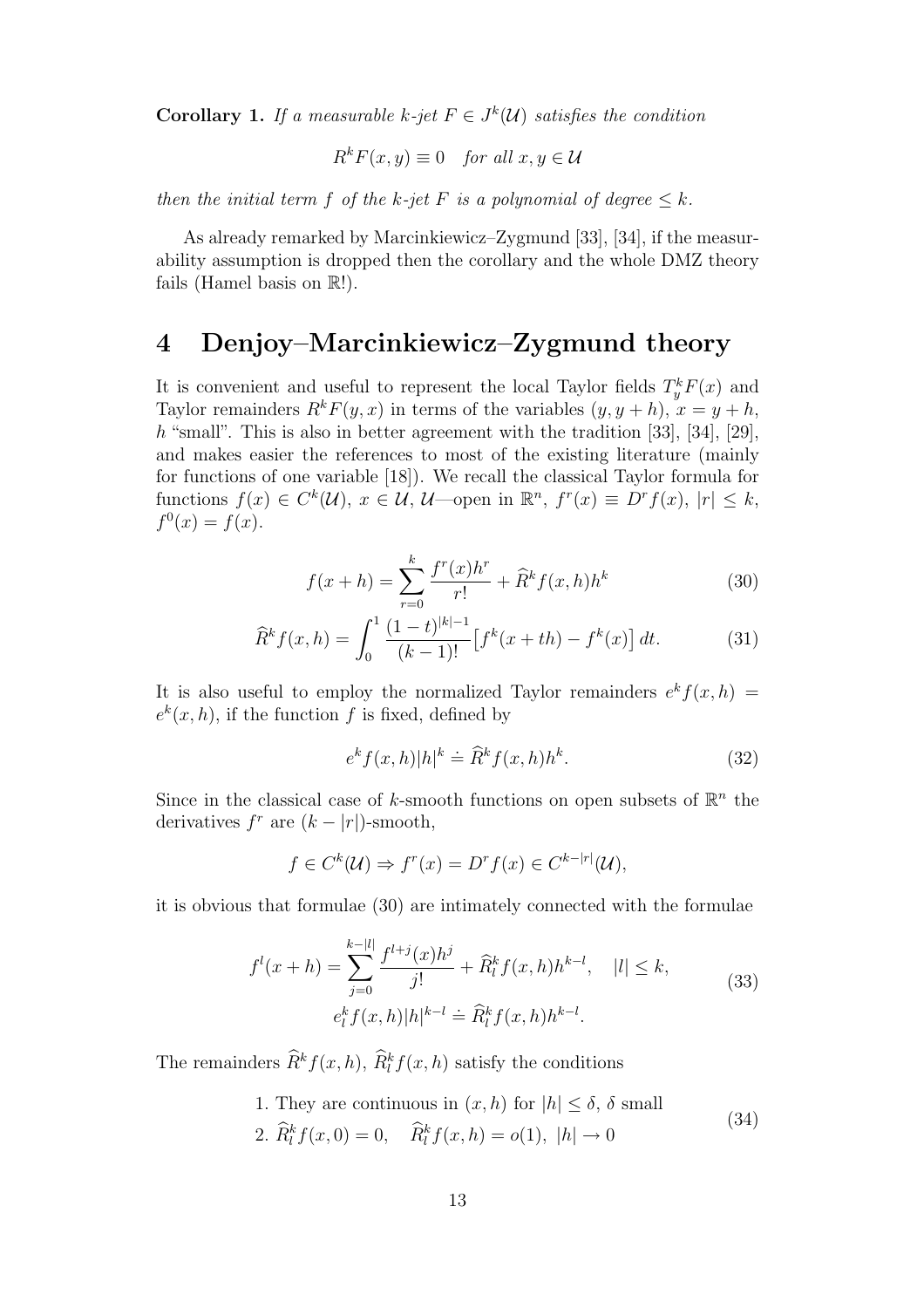**Corollary 1.** *If a measurable k-jet $F \in J^k(\mathcal{U})$ satisfies the condition*

$$R^k F(x,y) \equiv 0 \quad \textit{for all } x, y \in \mathcal{U}$$

*then the initial term $f$ of the k-jet $F$ is a polynomial of degree $\leq k$.*

As already remarked by Marcinkiewicz–Zygmund [33], [34], if the measurability assumption is dropped then the corollary and the whole DMZ theory fails (Hamel basis on $\mathbb{R}$!).

# 4 Denjoy–Marcinkiewicz–Zygmund theory

It is convenient and useful to represent the local Taylor fields $T_y^k F(x)$ and Taylor remainders $R^k F(y,x)$ in terms of the variables $(y, y+h)$, $x = y + h$, $h$ "small". This is also in better agreement with the tradition [33], [34], [29], and makes easier the references to most of the existing literature (mainly for functions of one variable [18]). We recall the classical Taylor formula for functions $f(x) \in C^k(\mathcal{U})$, $x \in \mathcal{U}$, $\mathcal{U}$—open in $\mathbb{R}^n$, $f^r(x) \equiv D^r f(x)$, $|r| \leq k$, $f^0(x) = f(x)$.

$$f(x+h) = \sum_{r=0}^{k} \frac{f^r(x)h^r}{r!} + \widehat{R}^k f(x,h)h^k \tag{30}$$

$$\widehat{R}^k f(x,h) = \int_0^1 \frac{(1-t)^{|k|-1}}{(k-1)!} \big[ f^k(x+th) - f^k(x) \big] \, dt. \tag{31}$$

It is also useful to employ the normalized Taylor remainders $e^k f(x,h) = e^k(x,h)$, if the function $f$ is fixed, defined by

$$e^k f(x,h)|h|^k \doteq \widehat{R}^k f(x,h)h^k. \tag{32}$$

Since in the classical case of $k$-smooth functions on open subsets of $\mathbb{R}^n$ the derivatives $f^r$ are $(k-|r|)$-smooth,

$$f \in C^k(\mathcal{U}) \Rightarrow f^r(x) = D^r f(x) \in C^{k-|r|}(\mathcal{U}),$$

it is obvious that formulae (30) are intimately connected with the formulae

$$\begin{gathered} f^l(x+h) = \sum_{j=0}^{k-|l|} \frac{f^{l+j}(x)h^j}{j!} + \widehat{R}_l^k f(x,h)h^{k-l}, \quad |l| \leq k, \\ e_l^k f(x,h)|h|^{k-l} \doteq \widehat{R}_l^k f(x,h)h^{k-l}. \end{gathered} \tag{33}$$

The remainders $\widehat{R}^k f(x,h)$, $\widehat{R}_l^k f(x,h)$ satisfy the conditions

$$\begin{aligned} &1. \text{ They are continuous in } (x,h) \text{ for } |h| \leq \delta, \ \delta \text{ small} \\ &2. \ \widehat{R}_l^k f(x,0) = 0, \quad \widehat{R}_l^k f(x,h) = o(1), \ |h| \to 0 \end{aligned} \tag{34}$$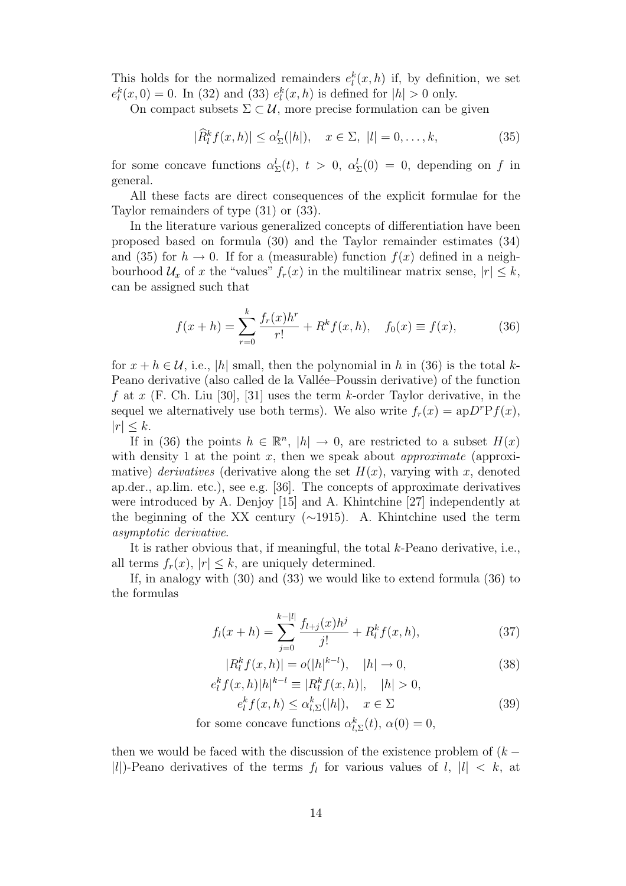This holds for the normalized remainders $e_l^k(x,h)$ if, by definition, we set $e_l^k(x,0) = 0$. In (32) and (33) $e_l^k(x,h)$ is defined for $|h| > 0$ only.

On compact subsets $\Sigma \subset \mathcal{U}$, more precise formulation can be given

$$|\widehat{R}_l^k f(x,h)| \le \alpha_\Sigma^l(|h|), \quad x \in \Sigma, \ |l| = 0, \dots, k, \tag{35}$$

for some concave functions $\alpha_\Sigma^l(t)$, $t > 0$, $\alpha_\Sigma^l(0) = 0$, depending on $f$ in general.

All these facts are direct consequences of the explicit formulae for the Taylor remainders of type (31) or (33).

In the literature various generalized concepts of differentiation have been proposed based on formula (30) and the Taylor remainder estimates (34) and (35) for $h \to 0$. If for a (measurable) function $f(x)$ defined in a neighbourhood $\mathcal{U}_x$ of $x$ the "values" $f_r(x)$ in the multilinear matrix sense, $|r| \le k$, can be assigned such that

$$f(x+h) = \sum_{r=0}^{k} \frac{f_r(x) h^r}{r!} + R^k f(x,h), \quad f_0(x) \equiv f(x), \tag{36}$$

for $x + h \in \mathcal{U}$, i.e., $|h|$ small, then the polynomial in $h$ in (36) is the total $k$-Peano derivative (also called de la Vallée–Poussin derivative) of the function $f$ at $x$ (F. Ch. Liu [30], [31] uses the term $k$-order Taylor derivative, in the sequel we alternatively use both terms). We also write $f_r(x) = \mathrm{ap}D^r\mathrm{P}f(x)$, $|r| \le k$.

If in (36) the points $h \in \mathbb{R}^n$, $|h| \to 0$, are restricted to a subset $H(x)$ with density 1 at the point $x$, then we speak about *approximate* (approximative) *derivatives* (derivative along the set $H(x)$, varying with $x$, denoted ap.der., ap.lim. etc.), see e.g. [36]. The concepts of approximate derivatives were introduced by A. Denjoy [15] and A. Khintchine [27] independently at the beginning of the XX century ($\sim$1915). A. Khintchine used the term *asymptotic derivative*.

It is rather obvious that, if meaningful, the total $k$-Peano derivative, i.e., all terms $f_r(x)$, $|r| \le k$, are uniquely determined.

If, in analogy with (30) and (33) we would like to extend formula (36) to the formulas

$$f_l(x+h) = \sum_{j=0}^{k-|l|} \frac{f_{l+j}(x) h^j}{j!} + R_l^k f(x,h), \tag{37}$$

$$|R_l^k f(x,h)| = o(|h|^{k-l}), \quad |h| \to 0, \tag{38}$$

$$e_l^k f(x,h)|h|^{k-l} \equiv |R_l^k f(x,h)|, \quad |h| > 0,$$

$$e_l^k f(x,h) \le \alpha_{l,\Sigma}^k(|h|), \quad x \in \Sigma \tag{39}$$

for some concave functions $\alpha_{l,\Sigma}^k(t)$, $\alpha(0) = 0$,

then we would be faced with the discussion of the existence problem of $(k - |l|)$-Peano derivatives of the terms $f_l$ for various values of $l$, $|l| < k$, at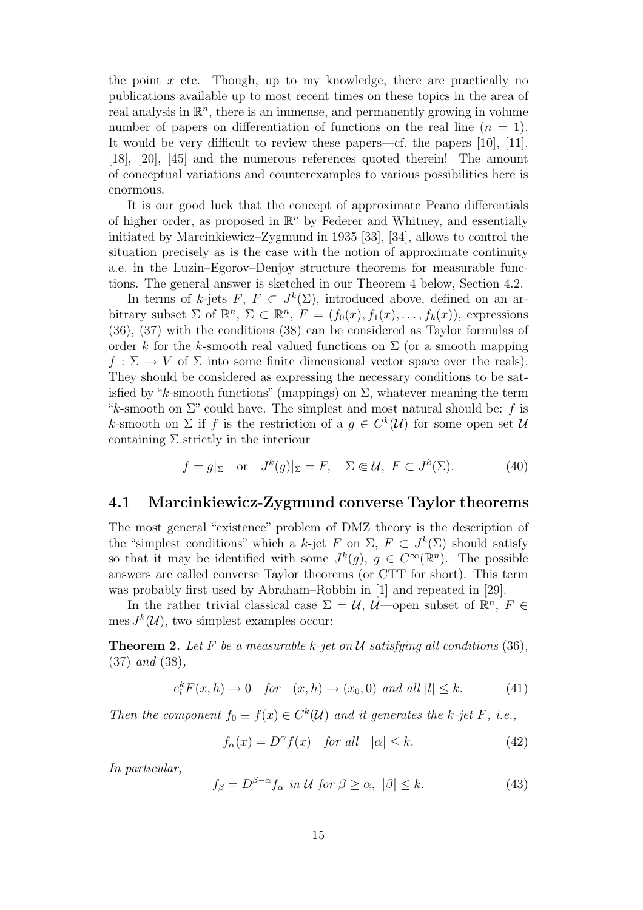the point $x$ etc. Though, up to my knowledge, there are practically no publications available up to most recent times on these topics in the area of real analysis in $\mathbb{R}^n$, there is an immense, and permanently growing in volume number of papers on differentiation of functions on the real line ($n = 1$). It would be very difficult to review these papers—cf. the papers [10], [11], [18], [20], [45] and the numerous references quoted therein! The amount of conceptual variations and counterexamples to various possibilities here is enormous.

It is our good luck that the concept of approximate Peano differentials of higher order, as proposed in $\mathbb{R}^n$ by Federer and Whitney, and essentially initiated by Marcinkiewicz–Zygmund in 1935 [33], [34], allows to control the situation precisely as is the case with the notion of approximate continuity a.e. in the Luzin–Egorov–Denjoy structure theorems for measurable functions. The general answer is sketched in our Theorem 4 below, Section 4.2.

In terms of $k$-jets $F$, $F \subset J^k(\Sigma)$, introduced above, defined on an arbitrary subset $\Sigma$ of $\mathbb{R}^n$, $\Sigma \subset \mathbb{R}^n$, $F = (f_0(x), f_1(x), \dots, f_k(x))$, expressions (36), (37) with the conditions (38) can be considered as Taylor formulas of order $k$ for the $k$-smooth real valued functions on $\Sigma$ (or a smooth mapping $f : \Sigma \to V$ of $\Sigma$ into some finite dimensional vector space over the reals). They should be considered as expressing the necessary conditions to be satisfied by "$k$-smooth functions" (mappings) on $\Sigma$, whatever meaning the term "$k$-smooth on $\Sigma$" could have. The simplest and most natural should be: $f$ is $k$-smooth on $\Sigma$ if $f$ is the restriction of a $g \in C^k(\mathcal{U})$ for some open set $\mathcal{U}$ containing $\Sigma$ strictly in the interiour

$$f = g|_\Sigma \quad \text{or} \quad J^k(g)|_\Sigma = F, \quad \Sigma \Subset \mathcal{U},\ F \subset J^k(\Sigma). \tag{40}$$

## 4.1 Marcinkiewicz-Zygmund converse Taylor theorems

The most general "existence" problem of DMZ theory is the description of the "simplest conditions" which a $k$-jet $F$ on $\Sigma$, $F \subset J^k(\Sigma)$ should satisfy so that it may be identified with some $J^k(g)$, $g \in C^\infty(\mathbb{R}^n)$. The possible answers are called converse Taylor theorems (or CTT for short). This term was probably first used by Abraham–Robbin in [1] and repeated in [29].

In the rather trivial classical case $\Sigma = \mathcal{U}$, $\mathcal{U}$—open subset of $\mathbb{R}^n$, $F \in \operatorname{mes} J^k(\mathcal{U})$, two simplest examples occur:

**Theorem 2.** *Let $F$ be a measurable $k$-jet on $\mathcal{U}$ satisfying all conditions* (36)*,* (37) *and* (38)*,*

$$e_l^k F(x,h) \to 0 \quad \textit{for} \quad (x,h) \to (x_0, 0) \textit{ and all } |l| \leq k. \tag{41}$$

*Then the component $f_0 \equiv f(x) \in C^k(\mathcal{U})$ and it generates the $k$-jet $F$, i.e.,*

$$f_\alpha(x) = D^\alpha f(x) \quad \textit{for all} \quad |\alpha| \leq k. \tag{42}$$

*In particular,*

$$f_\beta = D^{\beta-\alpha} f_\alpha \textit{ in } \mathcal{U} \textit{ for } \beta \geq \alpha,\ |\beta| \leq k. \tag{43}$$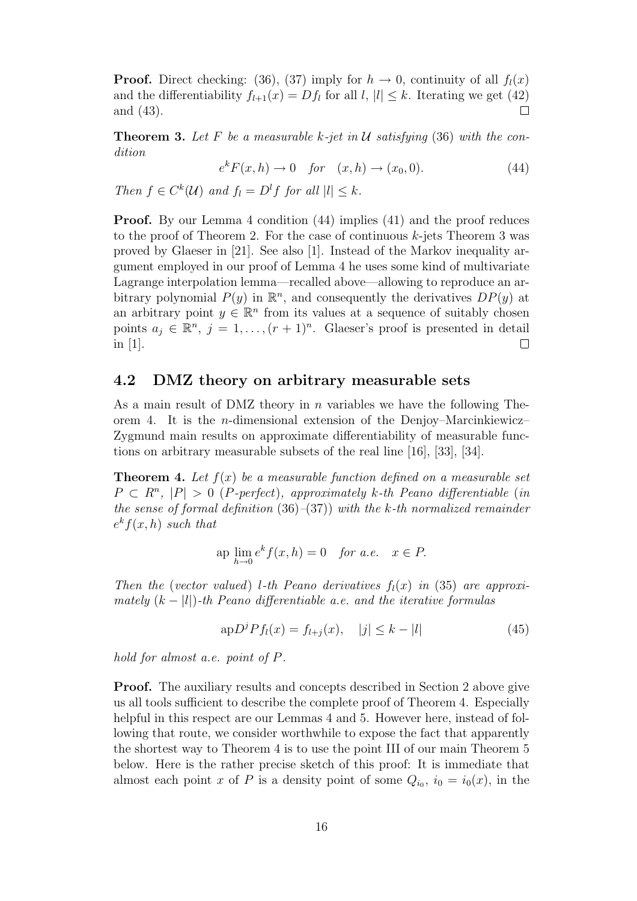**Proof.** Direct checking: (36), (37) imply for $h \to 0$, continuity of all $f_l(x)$ and the differentiability $f_{l+1}(x) = Df_l$ for all $l$, $|l| \le k$. Iterating we get (42) and (43). $\square$

**Theorem 3.** *Let $F$ be a measurable $k$-jet in $\mathcal{U}$ satisfying* (36) *with the condition*

$$e^k F(x,h) \to 0 \quad \textit{for} \quad (x,h) \to (x_0, 0). \tag{44}$$

*Then $f \in C^k(\mathcal{U})$ and $f_l = D^l f$ for all $|l| \le k$.*

**Proof.** By our Lemma 4 condition (44) implies (41) and the proof reduces to the proof of Theorem 2. For the case of continuous $k$-jets Theorem 3 was proved by Glaeser in [21]. See also [1]. Instead of the Markov inequality argument employed in our proof of Lemma 4 he uses some kind of multivariate Lagrange interpolation lemma—recalled above—allowing to reproduce an arbitrary polynomial $P(y)$ in $\mathbb{R}^n$, and consequently the derivatives $DP(y)$ at an arbitrary point $y \in \mathbb{R}^n$ from its values at a sequence of suitably chosen points $a_j \in \mathbb{R}^n$, $j = 1, \ldots, (r+1)^n$. Glaeser's proof is presented in detail in [1]. $\square$

## 4.2 DMZ theory on arbitrary measurable sets

As a main result of DMZ theory in $n$ variables we have the following Theorem 4. It is the $n$-dimensional extension of the Denjoy–Marcinkiewicz–Zygmund main results on approximate differentiability of measurable functions on arbitrary measurable subsets of the real line [16], [33], [34].

**Theorem 4.** *Let $f(x)$ be a measurable function defined on a measurable set $P \subset R^n$, $|P| > 0$ ($P$-perfect), approximately $k$-th Peano differentiable (in the sense of formal definition* (36)–(37)*) with the $k$-th normalized remainder $e^k f(x,h)$ such that*

$$\text{ap} \lim_{h \to 0} e^k f(x,h) = 0 \quad \textit{for a.e.} \quad x \in P.$$

*Then the (vector valued) $l$-th Peano derivatives $f_l(x)$ in* (35) *are approximately $(k - |l|)$-th Peano differentiable a.e. and the iterative formulas*

$$\text{ap}D^j P f_l(x) = f_{l+j}(x), \quad |j| \le k - |l| \tag{45}$$

*hold for almost a.e. point of $P$.*

**Proof.** The auxiliary results and concepts described in Section 2 above give us all tools sufficient to describe the complete proof of Theorem 4. Especially helpful in this respect are our Lemmas 4 and 5. However here, instead of following that route, we consider worthwhile to expose the fact that apparently the shortest way to Theorem 4 is to use the point III of our main Theorem 5 below. Here is the rather precise sketch of this proof: It is immediate that almost each point $x$ of $P$ is a density point of some $Q_{i_0}$, $i_0 = i_0(x)$, in the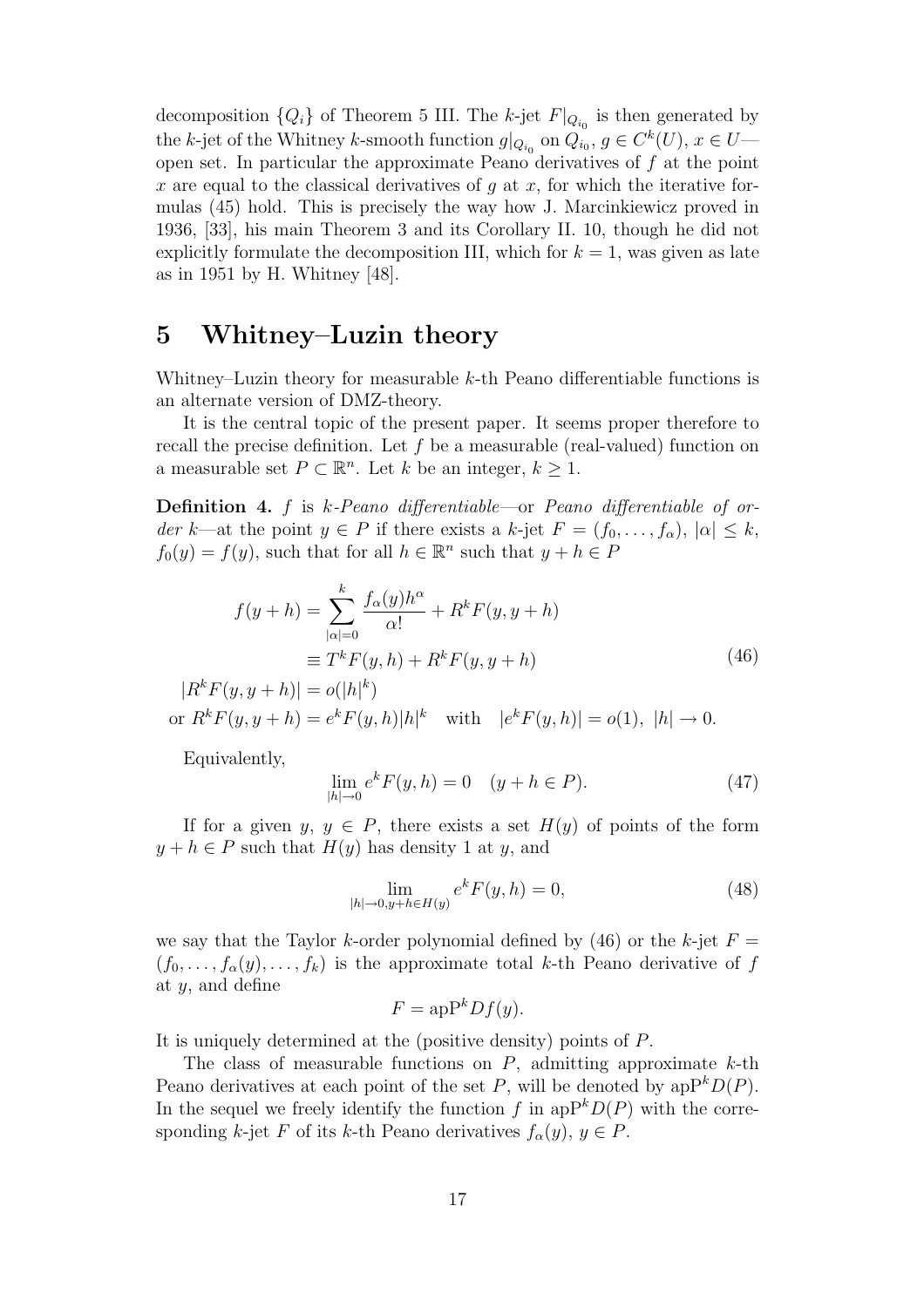decomposition $\{Q_i\}$ of Theorem 5 III. The $k$-jet $F|_{Q_{i_0}}$ is then generated by the $k$-jet of the Whitney $k$-smooth function $g|_{Q_{i_0}}$ on $Q_{i_0}$, $g \in C^k(U)$, $x \in U$—open set. In particular the approximate Peano derivatives of $f$ at the point $x$ are equal to the classical derivatives of $g$ at $x$, for which the iterative formulas (45) hold. This is precisely the way how J. Marcinkiewicz proved in 1936, [33], his main Theorem 3 and its Corollary II. 10, though he did not explicitly formulate the decomposition III, which for $k = 1$, was given as late as in 1951 by H. Whitney [48].

## 5 Whitney–Luzin theory

Whitney–Luzin theory for measurable $k$-th Peano differentiable functions is an alternate version of DMZ-theory.

It is the central topic of the present paper. It seems proper therefore to recall the precise definition. Let $f$ be a measurable (real-valued) function on a measurable set $P \subset \mathbb{R}^n$. Let $k$ be an integer, $k \geq 1$.

**Definition 4.** $f$ is *$k$-Peano differentiable*—or *Peano differentiable of order $k$*—at the point $y \in P$ if there exists a $k$-jet $F = (f_0, \ldots, f_\alpha)$, $|\alpha| \leq k$, $f_0(y) = f(y)$, such that for all $h \in \mathbb{R}^n$ such that $y + h \in P$

$$
\begin{aligned}
f(y+h) &= \sum_{|\alpha|=0}^{k} \frac{f_\alpha(y) h^\alpha}{\alpha!} + R^k F(y, y+h) \\
&\equiv T^k F(y,h) + R^k F(y, y+h) \\
|R^k F(y, y+h)| &= o(|h|^k) \\
\text{or } R^k F(y, y+h) &= e^k F(y,h)|h|^k \quad \text{with} \quad |e^k F(y,h)| = o(1), \ |h| \to 0.
\end{aligned}
\tag{46}
$$

Equivalently,

$$
\lim_{|h| \to 0} e^k F(y,h) = 0 \quad (y + h \in P). \tag{47}
$$

If for a given $y$, $y \in P$, there exists a set $H(y)$ of points of the form $y + h \in P$ such that $H(y)$ has density 1 at $y$, and

$$
\lim_{|h| \to 0, y+h \in H(y)} e^k F(y,h) = 0, \tag{48}
$$

we say that the Taylor $k$-order polynomial defined by (46) or the $k$-jet $F = (f_0, \ldots, f_\alpha(y), \ldots, f_k)$ is the approximate total $k$-th Peano derivative of $f$ at $y$, and define

$$
F = \mathrm{apP}^k D f(y).
$$

It is uniquely determined at the (positive density) points of $P$.

The class of measurable functions on $P$, admitting approximate $k$-th Peano derivatives at each point of the set $P$, will be denoted by $\mathrm{apP}^k D(P)$. In the sequel we freely identify the function $f$ in $\mathrm{apP}^k D(P)$ with the corresponding $k$-jet $F$ of its $k$-th Peano derivatives $f_\alpha(y)$, $y \in P$.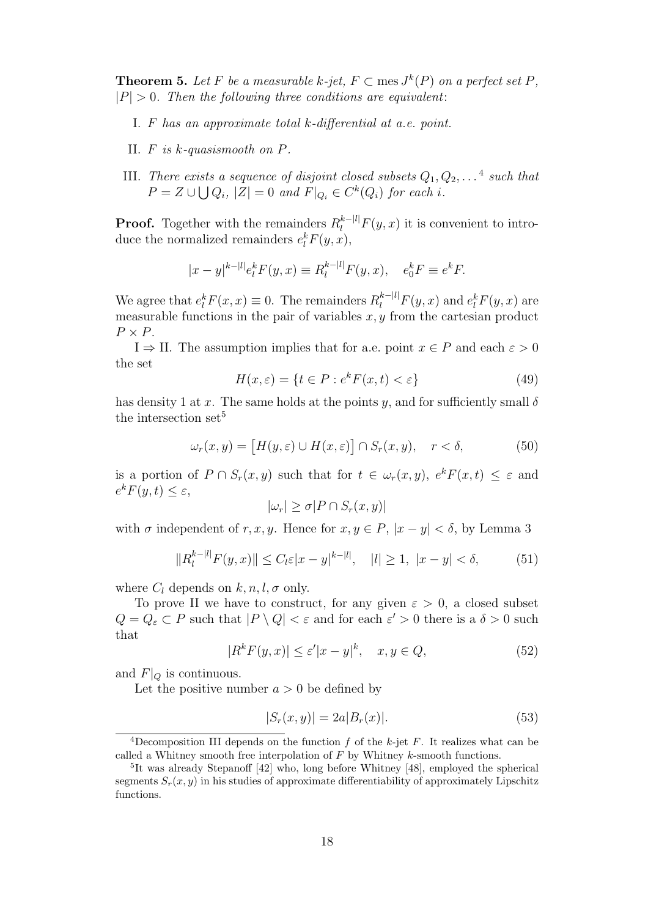**Theorem 5.** *Let $F$ be a measurable $k$-jet, $F \subset \operatorname{mes} J^k(P)$ on a perfect set $P$, $|P| > 0$. Then the following three conditions are equivalent*:

I. *$F$ has an approximate total $k$-differential at a.e. point.*

II. *$F$ is $k$-quasismooth on $P$.*

III. *There exists a sequence of disjoint closed subsets $Q_1, Q_2, \ldots$* [4] *such that $P = Z \cup \bigcup Q_i$, $|Z| = 0$ and $F|_{Q_i} \in C^k(Q_i)$ for each $i$.*

**Proof.** Together with the remainders $R_l^{k-|l|}F(y,x)$ it is convenient to introduce the normalized remainders $e_l^k F(y,x)$,

$$|x-y|^{k-|l|} e_l^k F(y,x) \equiv R_l^{k-|l|}F(y,x), \quad e_0^k F \equiv e^k F.$$

We agree that $e_l^k F(x,x) \equiv 0$. The remainders $R_l^{k-|l|}F(y,x)$ and $e_l^k F(y,x)$ are measurable functions in the pair of variables $x, y$ from the cartesian product $P \times P$.

I $\Rightarrow$ II. The assumption implies that for a.e. point $x \in P$ and each $\varepsilon > 0$ the set

$$H(x,\varepsilon) = \{t \in P : e^k F(x,t) < \varepsilon\} \tag{49}$$

has density 1 at $x$. The same holds at the points $y$, and for sufficiently small $\delta$ the intersection set[5]

$$\omega_r(x,y) = \big[H(y,\varepsilon) \cup H(x,\varepsilon)\big] \cap S_r(x,y), \quad r < \delta, \tag{50}$$

is a portion of $P \cap S_r(x,y)$ such that for $t \in \omega_r(x,y)$, $e^k F(x,t) \leq \varepsilon$ and $e^k F(y,t) \leq \varepsilon$,

$$|\omega_r| \geq \sigma |P \cap S_r(x,y)|$$

with $\sigma$ independent of $r, x, y$. Hence for $x, y \in P$, $|x-y| < \delta$, by Lemma 3

$$\|R_l^{k-|l|}F(y,x)\| \leq C_l \varepsilon |x-y|^{k-|l|}, \quad |l| \geq 1,\ |x-y| < \delta, \tag{51}$$

where $C_l$ depends on $k, n, l, \sigma$ only.

To prove II we have to construct, for any given $\varepsilon > 0$, a closed subset $Q = Q_\varepsilon \subset P$ such that $|P \setminus Q| < \varepsilon$ and for each $\varepsilon' > 0$ there is a $\delta > 0$ such that

$$|R^k F(y,x)| \leq \varepsilon' |x-y|^k, \quad x, y \in Q, \tag{52}$$

and $F|_Q$ is continuous.

Let the positive number $a > 0$ be defined by

$$|S_r(x,y)| = 2a|B_r(x)|. \tag{53}$$

---

[4] Decomposition III depends on the function $f$ of the $k$-jet $F$. It realizes what can be called a Whitney smooth free interpolation of $F$ by Whitney $k$-smooth functions.

[5] It was already Stepanoff [42] who, long before Whitney [48], employed the spherical segments $S_r(x,y)$ in his studies of approximate differentiability of approximately Lipschitz functions.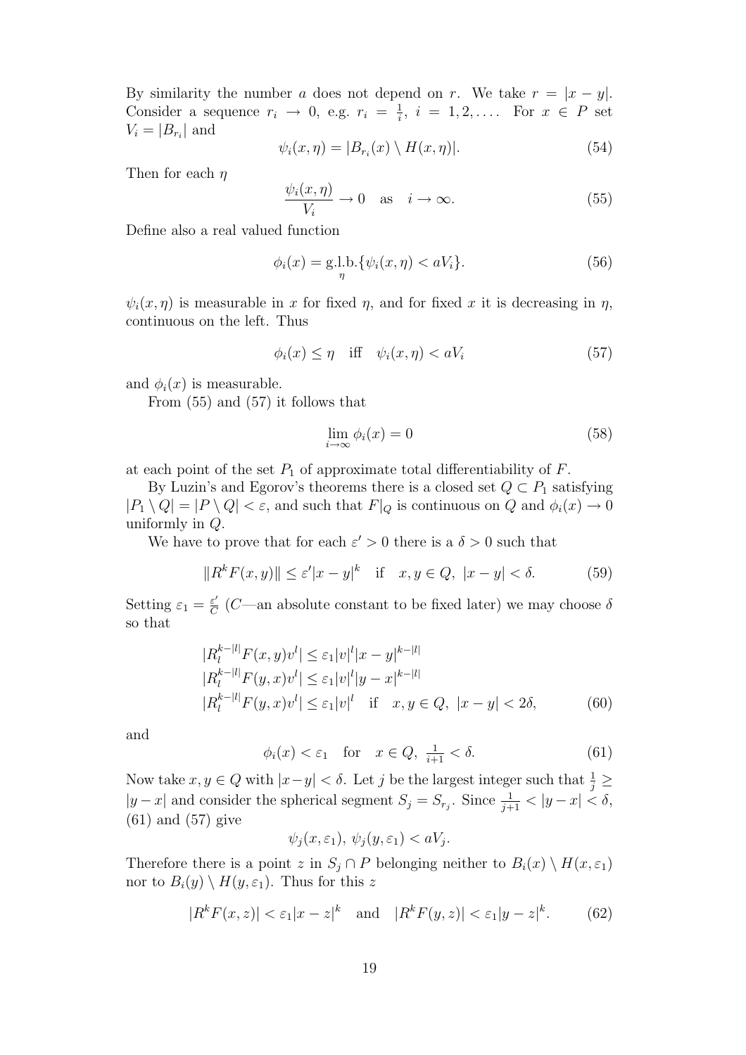By similarity the number $a$ does not depend on $r$. We take $r = |x - y|$. Consider a sequence $r_i \to 0$, e.g. $r_i = \frac{1}{i}$, $i = 1, 2, \ldots$. For $x \in P$ set $V_i = |B_{r_i}|$ and

$$\psi_i(x, \eta) = |B_{r_i}(x) \setminus H(x, \eta)|. \tag{54}$$

Then for each $\eta$

$$\frac{\psi_i(x, \eta)}{V_i} \to 0 \quad \text{as} \quad i \to \infty. \tag{55}$$

Define also a real valued function

$$\phi_i(x) = \underset{\eta}{\text{g.l.b.}}\{\psi_i(x, \eta) < aV_i\}. \tag{56}$$

$\psi_i(x, \eta)$ is measurable in $x$ for fixed $\eta$, and for fixed $x$ it is decreasing in $\eta$, continuous on the left. Thus

$$\phi_i(x) \leq \eta \quad \text{iff} \quad \psi_i(x, \eta) < aV_i \tag{57}$$

and $\phi_i(x)$ is measurable.

From (55) and (57) it follows that

$$\lim_{i \to \infty} \phi_i(x) = 0 \tag{58}$$

at each point of the set $P_1$ of approximate total differentiability of $F$.

By Luzin's and Egorov's theorems there is a closed set $Q \subset P_1$ satisfying $|P_1 \setminus Q| = |P \setminus Q| < \varepsilon$, and such that $F|_Q$ is continuous on $Q$ and $\phi_i(x) \to 0$ uniformly in $Q$.

We have to prove that for each $\varepsilon' > 0$ there is a $\delta > 0$ such that

$$\|R^k F(x, y)\| \leq \varepsilon' |x - y|^k \quad \text{if} \quad x, y \in Q, \ |x - y| < \delta. \tag{59}$$

Setting $\varepsilon_1 = \frac{\varepsilon'}{C}$ ($C$—an absolute constant to be fixed later) we may choose $\delta$ so that

$$\begin{aligned}
&|R_l^{k-|l|} F(x, y) v^l| \leq \varepsilon_1 |v|^l |x - y|^{k-|l|} \\
&|R_l^{k-|l|} F(y, x) v^l| \leq \varepsilon_1 |v|^l |y - x|^{k-|l|} \\
&|R_l^{k-|l|} F(y, x) v^l| \leq \varepsilon_1 |v|^l \quad \text{if} \quad x, y \in Q, \ |x - y| < 2\delta,
\end{aligned} \tag{60}$$

and

$$\phi_i(x) < \varepsilon_1 \quad \text{for} \quad x \in Q, \ \tfrac{1}{i+1} < \delta. \tag{61}$$

Now take $x, y \in Q$ with $|x - y| < \delta$. Let $j$ be the largest integer such that $\frac{1}{j} \geq |y - x|$ and consider the spherical segment $S_j = S_{r_j}$. Since $\frac{1}{j+1} < |y - x| < \delta$, (61) and (57) give

$$\psi_j(x, \varepsilon_1), \ \psi_j(y, \varepsilon_1) < aV_j.$$

Therefore there is a point $z$ in $S_j \cap P$ belonging neither to $B_i(x) \setminus H(x, \varepsilon_1)$ nor to $B_i(y) \setminus H(y, \varepsilon_1)$. Thus for this $z$

$$|R^k F(x, z)| < \varepsilon_1 |x - z|^k \quad \text{and} \quad |R^k F(y, z)| < \varepsilon_1 |y - z|^k. \tag{62}$$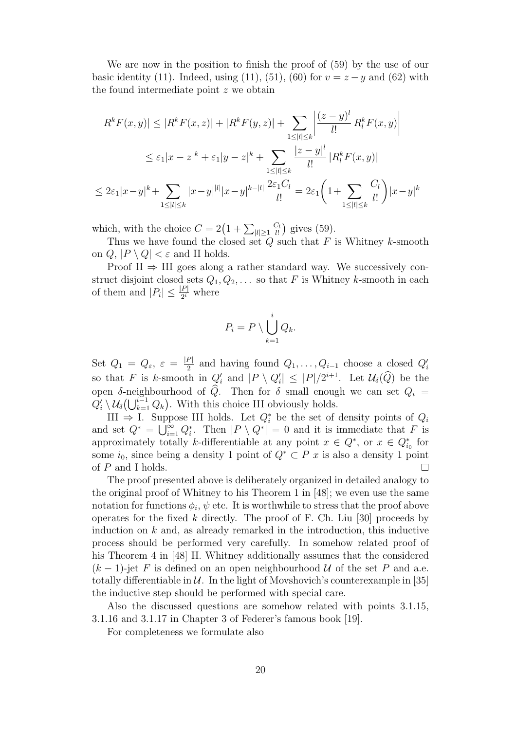We are now in the position to finish the proof of (59) by the use of our basic identity (11). Indeed, using (11), (51), (60) for $v = z - y$ and (62) with the found intermediate point $z$ we obtain

$$
|R^k F(x,y)| \leq |R^k F(x,z)| + |R^k F(y,z)| + \sum_{1\leq |l| \leq k} \left| \frac{(z-y)^l}{l!} R^k_l F(x,y) \right|
$$

$$
\leq \varepsilon_1 |x-z|^k + \varepsilon_1 |y-z|^k + \sum_{1 \leq |l| \leq k} \frac{|z-y|^l}{l!} |R^k_l F(x,y)|
$$

$$
\leq 2\varepsilon_1 |x-y|^k + \sum_{1\leq |l| \leq k} |x-y|^{|l|} |x-y|^{k-|l|} \frac{2\varepsilon_1 C_l}{l!} = 2\varepsilon_1 \bigg(1 + \sum_{1 \leq |l| \leq k} \frac{C_l}{l!}\bigg) |x-y|^k
$$

which, with the choice $C = 2\big(1 + \sum_{|l|\geq 1} \frac{C_l}{l!}\big)$ gives (59).

Thus we have found the closed set $Q$ such that $F$ is Whitney $k$-smooth on $Q$, $|P \setminus Q| < \varepsilon$ and II holds.

Proof II $\Rightarrow$ III goes along a rather standard way. We successively construct disjoint closed sets $Q_1, Q_2, \dots$ so that $F$ is Whitney $k$-smooth in each of them and $|P_i| \leq \frac{|P|}{2^i}$ where

$$
P_i = P \setminus \bigcup_{k=1}^{i} Q_k.
$$

Set $Q_1 = Q_\varepsilon$, $\varepsilon = \frac{|P|}{2}$ and having found $Q_1, \dots, Q_{i-1}$ choose a closed $Q_i'$ so that $F$ is $k$-smooth in $Q_i'$ and $|P \setminus Q_i'| \leq |P|/2^{i+1}$. Let $\mathcal{U}_\delta(\widehat{Q})$ be the open $\delta$-neighbourhood of $\widehat{Q}$. Then for $\delta$ small enough we can set $Q_i = Q_i' \setminus \mathcal{U}_\delta\big(\bigcup_{k=1}^{i-1} Q_k\big)$. With this choice III obviously holds.

III $\Rightarrow$ I. Suppose III holds. Let $Q_i^*$ be the set of density points of $Q_i$ and set $Q^* = \bigcup_{i=1}^{\infty} Q_i^*$. Then $|P \setminus Q^*| = 0$ and it is immediate that $F$ is approximately totally $k$-differentiable at any point $x \in Q^*$, or $x \in Q^*_{i_0}$ for some $i_0$, since being a density 1 point of $Q^* \subset P$ $x$ is also a density 1 point of $P$ and I holds. $\square$

The proof presented above is deliberately organized in detailed analogy to the original proof of Whitney to his Theorem 1 in [48]; we even use the same notation for functions $\phi_i$, $\psi$ etc. It is worthwhile to stress that the proof above operates for the fixed $k$ directly. The proof of F. Ch. Liu [30] proceeds by induction on $k$ and, as already remarked in the introduction, this inductive process should be performed very carefully. In somehow related proof of his Theorem 4 in [48] H. Whitney additionally assumes that the considered $(k-1)$-jet $F$ is defined on an open neighbourhood $\mathcal{U}$ of the set $P$ and a.e. totally differentiable in $\mathcal{U}$. In the light of Movshovich's counterexample in [35] the inductive step should be performed with special care.

Also the discussed questions are somehow related with points 3.1.15, 3.1.16 and 3.1.17 in Chapter 3 of Federer's famous book [19].

For completeness we formulate also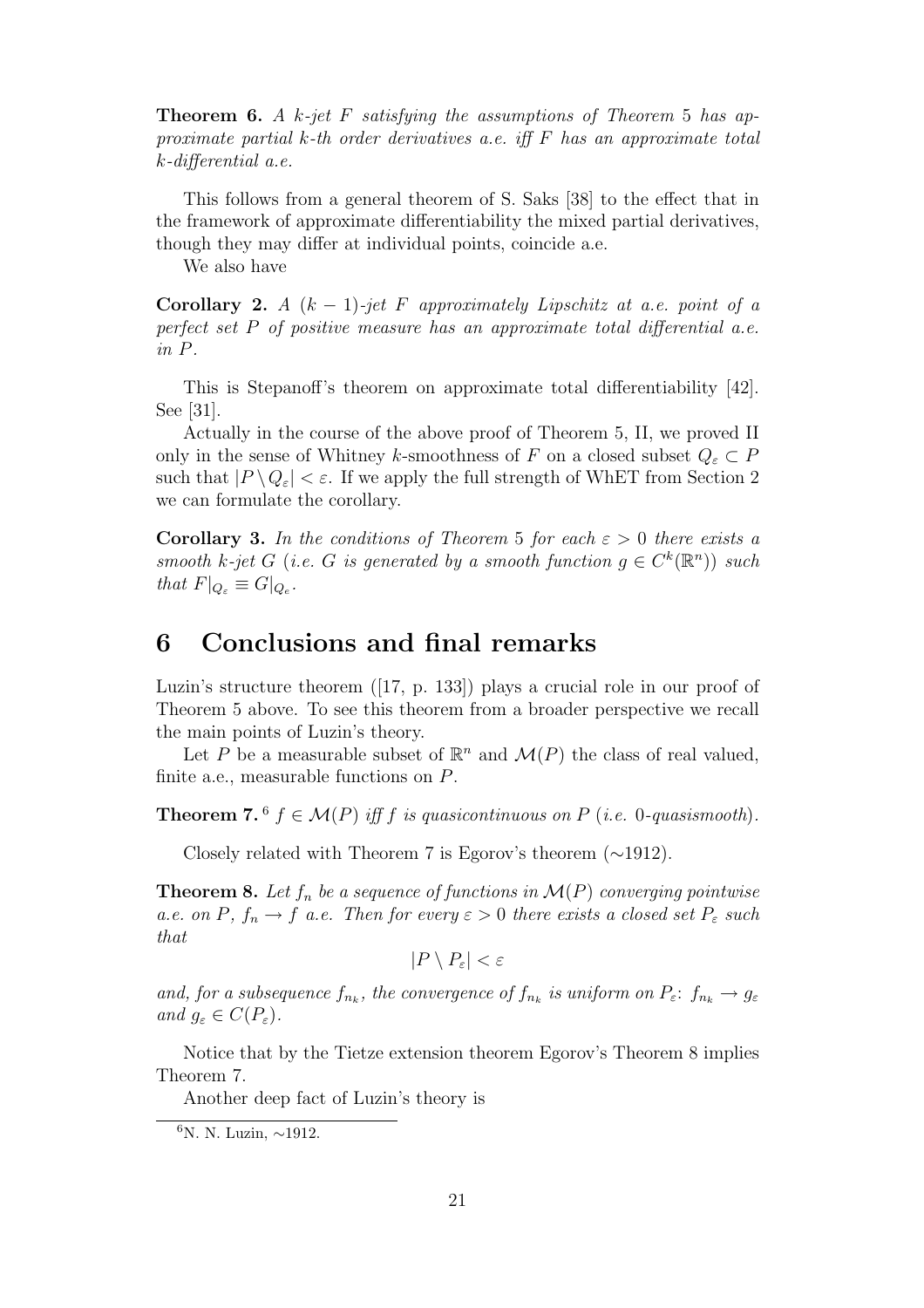**Theorem 6.** *A $k$-jet $F$ satisfying the assumptions of Theorem 5 has approximate partial $k$-th order derivatives a.e. iff $F$ has an approximate total $k$-differential a.e.*

This follows from a general theorem of S. Saks [38] to the effect that in the framework of approximate differentiability the mixed partial derivatives, though they may differ at individual points, coincide a.e.

We also have

**Corollary 2.** *A $(k-1)$-jet $F$ approximately Lipschitz at a.e. point of a perfect set $P$ of positive measure has an approximate total differential a.e. in $P$.*

This is Stepanoff's theorem on approximate total differentiability [42]. See [31].

Actually in the course of the above proof of Theorem 5, II, we proved II only in the sense of Whitney $k$-smoothness of $F$ on a closed subset $Q_\varepsilon \subset P$ such that $|P \setminus Q_\varepsilon| < \varepsilon$. If we apply the full strength of WhET from Section 2 we can formulate the corollary.

**Corollary 3.** *In the conditions of Theorem 5 for each $\varepsilon > 0$ there exists a smooth $k$-jet $G$ (i.e. $G$ is generated by a smooth function $g \in C^k(\mathbb{R}^n)$) such that $F|_{Q_\varepsilon} \equiv G|_{Q_e}$.*

# 6 Conclusions and final remarks

Luzin's structure theorem ([17, p. 133]) plays a crucial role in our proof of Theorem 5 above. To see this theorem from a broader perspective we recall the main points of Luzin's theory.

Let $P$ be a measurable subset of $\mathbb{R}^n$ and $\mathcal{M}(P)$ the class of real valued, finite a.e., measurable functions on $P$.

**Theorem 7.**[6] *$f \in \mathcal{M}(P)$ iff $f$ is quasicontinuous on $P$ (i.e. 0-quasismooth).*

Closely related with Theorem 7 is Egorov's theorem (∼1912).

**Theorem 8.** *Let $f_n$ be a sequence of functions in $\mathcal{M}(P)$ converging pointwise a.e. on $P$, $f_n \to f$ a.e. Then for every $\varepsilon > 0$ there exists a closed set $P_\varepsilon$ such that*

$$|P \setminus P_\varepsilon| < \varepsilon$$

*and, for a subsequence $f_{n_k}$, the convergence of $f_{n_k}$ is uniform on $P_\varepsilon$: $f_{n_k} \to g_\varepsilon$ and $g_\varepsilon \in C(P_\varepsilon)$.*

Notice that by the Tietze extension theorem Egorov's Theorem 8 implies Theorem 7.

Another deep fact of Luzin's theory is

[6] N. N. Luzin, ∼1912.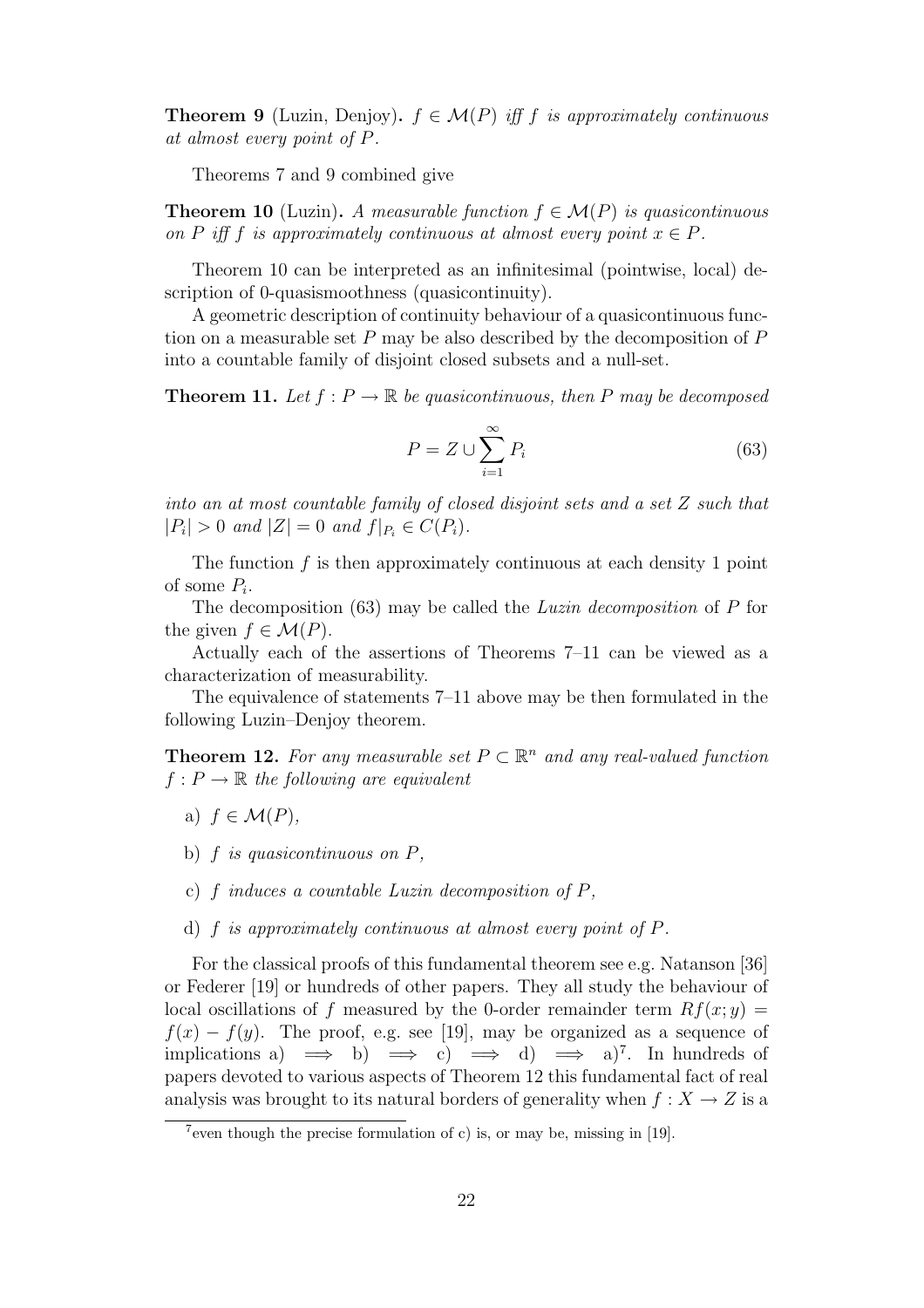**Theorem 9** (Luzin, Denjoy)**.** *$f \in \mathcal{M}(P)$ iff $f$ is approximately continuous at almost every point of $P$.*

Theorems 7 and 9 combined give

**Theorem 10** (Luzin)**.** *A measurable function $f \in \mathcal{M}(P)$ is quasicontinuous on $P$ iff $f$ is approximately continuous at almost every point $x \in P$.*

Theorem 10 can be interpreted as an infinitesimal (pointwise, local) description of 0-quasismoothness (quasicontinuity).

A geometric description of continuity behaviour of a quasicontinuous function on a measurable set $P$ may be also described by the decomposition of $P$ into a countable family of disjoint closed subsets and a null-set.

**Theorem 11.** *Let $f : P \to \mathbb{R}$ be quasicontinuous, then $P$ may be decomposed*

$$P = Z \cup \sum_{i=1}^{\infty} P_i \tag{63}$$

*into an at most countable family of closed disjoint sets and a set $Z$ such that $|P_i| > 0$ and $|Z| = 0$ and $f|_{P_i} \in C(P_i)$.*

The function $f$ is then approximately continuous at each density 1 point of some $P_i$.

The decomposition (63) may be called the *Luzin decomposition* of $P$ for the given $f \in \mathcal{M}(P)$.

Actually each of the assertions of Theorems 7–11 can be viewed as a characterization of measurability.

The equivalence of statements 7–11 above may be then formulated in the following Luzin–Denjoy theorem.

**Theorem 12.** *For any measurable set $P \subset \mathbb{R}^n$ and any real-valued function $f : P \to \mathbb{R}$ the following are equivalent*

a) $f \in \mathcal{M}(P)$,

b) *$f$ is quasicontinuous on $P$,*

c) *$f$ induces a countable Luzin decomposition of $P$,*

d) *$f$ is approximately continuous at almost every point of $P$.*

For the classical proofs of this fundamental theorem see e.g. Natanson [36] or Federer [19] or hundreds of other papers. They all study the behaviour of local oscillations of $f$ measured by the 0-order remainder term $Rf(x; y) = f(x) - f(y)$. The proof, e.g. see [19], may be organized as a sequence of implications a) $\implies$ b) $\implies$ c) $\implies$ d) $\implies$ a)[7]. In hundreds of papers devoted to various aspects of Theorem 12 this fundamental fact of real analysis was brought to its natural borders of generality when $f : X \to Z$ is a

[7] even though the precise formulation of c) is, or may be, missing in [19].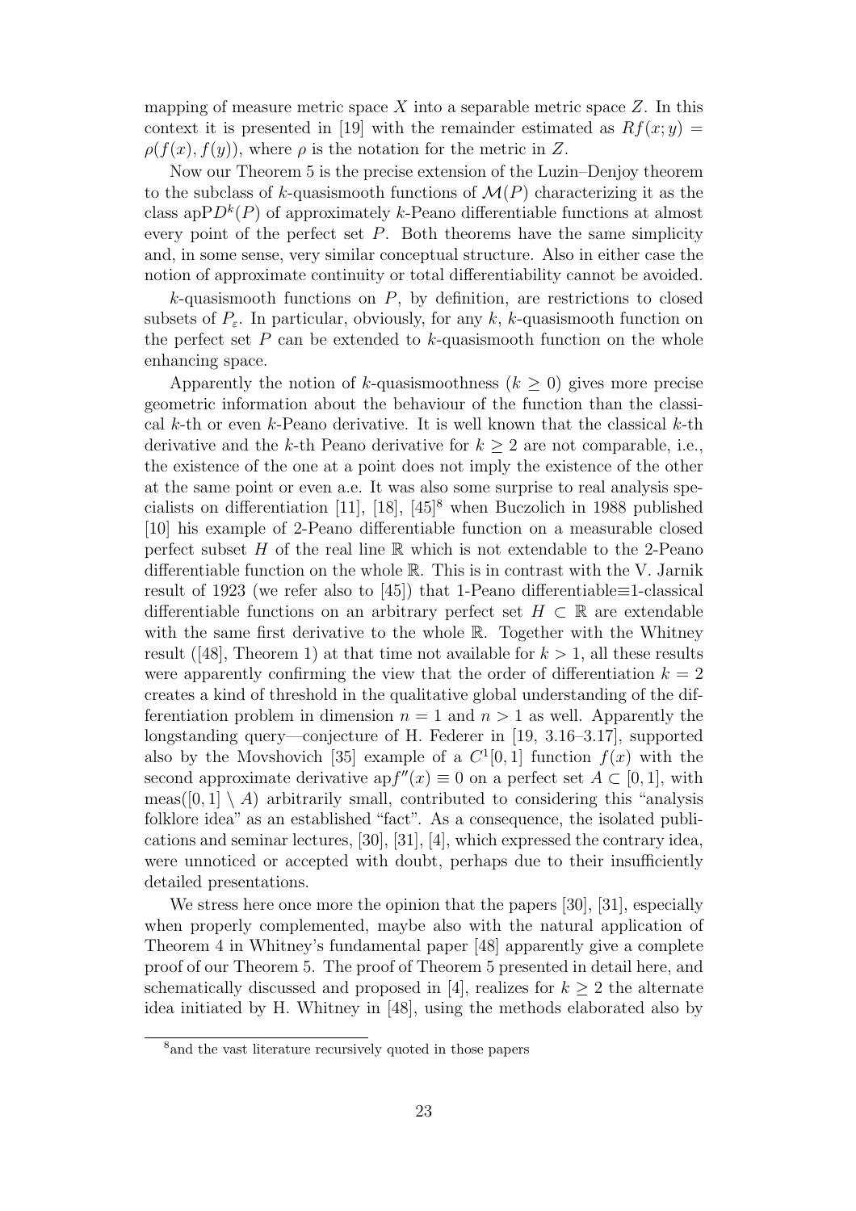mapping of measure metric space $X$ into a separable metric space $Z$. In this context it is presented in [19] with the remainder estimated as $Rf(x;y) = \rho(f(x), f(y))$, where $\rho$ is the notation for the metric in $Z$.

Now our Theorem 5 is the precise extension of the Luzin–Denjoy theorem to the subclass of $k$-quasismooth functions of $\mathcal{M}(P)$ characterizing it as the class $\mathrm{apP}D^k(P)$ of approximately $k$-Peano differentiable functions at almost every point of the perfect set $P$. Both theorems have the same simplicity and, in some sense, very similar conceptual structure. Also in either case the notion of approximate continuity or total differentiability cannot be avoided.

$k$-quasismooth functions on $P$, by definition, are restrictions to closed subsets of $P_\varepsilon$. In particular, obviously, for any $k$, $k$-quasismooth function on the perfect set $P$ can be extended to $k$-quasismooth function on the whole enhancing space.

Apparently the notion of $k$-quasismoothness ($k \geq 0$) gives more precise geometric information about the behaviour of the function than the classical $k$-th or even $k$-Peano derivative. It is well known that the classical $k$-th derivative and the $k$-th Peano derivative for $k \geq 2$ are not comparable, i.e., the existence of the one at a point does not imply the existence of the other at the same point or even a.e. It was also some surprise to real analysis specialists on differentiation [11], [18], [45][8] when Buczolich in 1988 published [10] his example of 2-Peano differentiable function on a measurable closed perfect subset $H$ of the real line $\mathbb{R}$ which is not extendable to the 2-Peano differentiable function on the whole $\mathbb{R}$. This is in contrast with the V. Jarnik result of 1923 (we refer also to [45]) that 1-Peano differentiable≡1-classical differentiable functions on an arbitrary perfect set $H \subset \mathbb{R}$ are extendable with the same first derivative to the whole $\mathbb{R}$. Together with the Whitney result ([48], Theorem 1) at that time not available for $k > 1$, all these results were apparently confirming the view that the order of differentiation $k = 2$ creates a kind of threshold in the qualitative global understanding of the differentiation problem in dimension $n = 1$ and $n > 1$ as well. Apparently the longstanding query—conjecture of H. Federer in [19, 3.16–3.17], supported also by the Movshovich [35] example of a $C^1[0,1]$ function $f(x)$ with the second approximate derivative $\mathrm{ap}f''(x) \equiv 0$ on a perfect set $A \subset [0,1]$, with $\mathrm{meas}([0,1] \setminus A)$ arbitrarily small, contributed to considering this "analysis folklore idea" as an established "fact". As a consequence, the isolated publications and seminar lectures, [30], [31], [4], which expressed the contrary idea, were unnoticed or accepted with doubt, perhaps due to their insufficiently detailed presentations.

We stress here once more the opinion that the papers [30], [31], especially when properly complemented, maybe also with the natural application of Theorem 4 in Whitney's fundamental paper [48] apparently give a complete proof of our Theorem 5. The proof of Theorem 5 presented in detail here, and schematically discussed and proposed in [4], realizes for $k \geq 2$ the alternate idea initiated by H. Whitney in [48], using the methods elaborated also by

[8] and the vast literature recursively quoted in those papers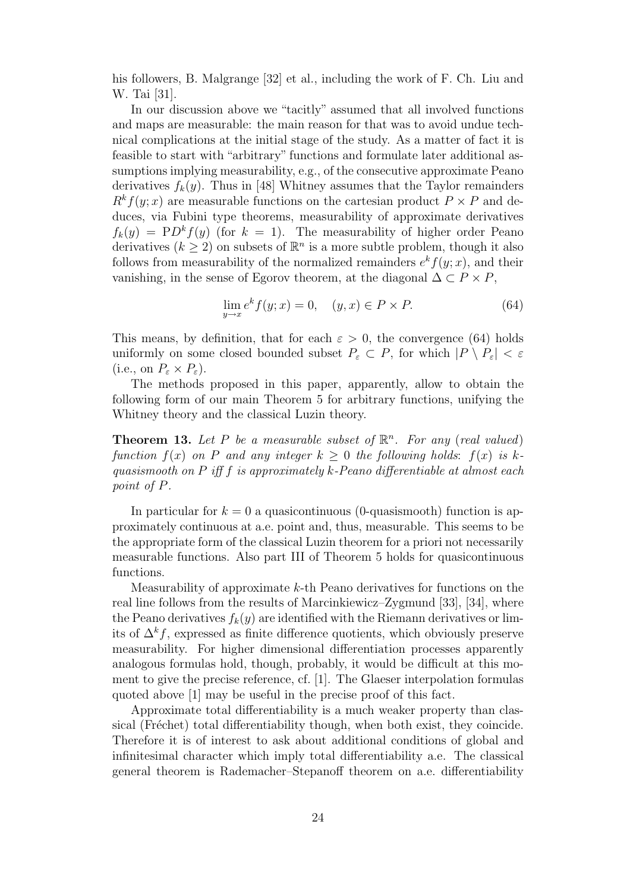his followers, B. Malgrange [32] et al., including the work of F. Ch. Liu and W. Tai [31].

In our discussion above we "tacitly" assumed that all involved functions and maps are measurable: the main reason for that was to avoid undue technical complications at the initial stage of the study. As a matter of fact it is feasible to start with "arbitrary" functions and formulate later additional assumptions implying measurability, e.g., of the consecutive approximate Peano derivatives $f_k(y)$. Thus in [48] Whitney assumes that the Taylor remainders $R^k f(y;x)$ are measurable functions on the cartesian product $P \times P$ and deduces, via Fubini type theorems, measurability of approximate derivatives $f_k(y) = \mathrm{P}D^k f(y)$ (for $k = 1$). The measurability of higher order Peano derivatives ($k \geq 2$) on subsets of $\mathbb{R}^n$ is a more subtle problem, though it also follows from measurability of the normalized remainders $e^k f(y;x)$, and their vanishing, in the sense of Egorov theorem, at the diagonal $\Delta \subset P \times P$,

$$\lim_{y \to x} e^k f(y;x) = 0, \quad (y,x) \in P \times P. \tag{64}$$

This means, by definition, that for each $\varepsilon > 0$, the convergence (64) holds uniformly on some closed bounded subset $P_\varepsilon \subset P$, for which $|P \setminus P_\varepsilon| < \varepsilon$ (i.e., on $P_\varepsilon \times P_\varepsilon$).

The methods proposed in this paper, apparently, allow to obtain the following form of our main Theorem 5 for arbitrary functions, unifying the Whitney theory and the classical Luzin theory.

**Theorem 13.** *Let $P$ be a measurable subset of $\mathbb{R}^n$. For any (real valued) function $f(x)$ on $P$ and any integer $k \geq 0$ the following holds: $f(x)$ is $k$-quasismooth on $P$ iff $f$ is approximately $k$-Peano differentiable at almost each point of $P$.*

In particular for $k = 0$ a quasicontinuous (0-quasismooth) function is approximately continuous at a.e. point and, thus, measurable. This seems to be the appropriate form of the classical Luzin theorem for a priori not necessarily measurable functions. Also part III of Theorem 5 holds for quasicontinuous functions.

Measurability of approximate $k$-th Peano derivatives for functions on the real line follows from the results of Marcinkiewicz–Zygmund [33], [34], where the Peano derivatives $f_k(y)$ are identified with the Riemann derivatives or limits of $\Delta^k f$, expressed as finite difference quotients, which obviously preserve measurability. For higher dimensional differentiation processes apparently analogous formulas hold, though, probably, it would be difficult at this moment to give the precise reference, cf. [1]. The Glaeser interpolation formulas quoted above [1] may be useful in the precise proof of this fact.

Approximate total differentiability is a much weaker property than classical (Fréchet) total differentiability though, when both exist, they coincide. Therefore it is of interest to ask about additional conditions of global and infinitesimal character which imply total differentiability a.e. The classical general theorem is Rademacher–Stepanoff theorem on a.e. differentiability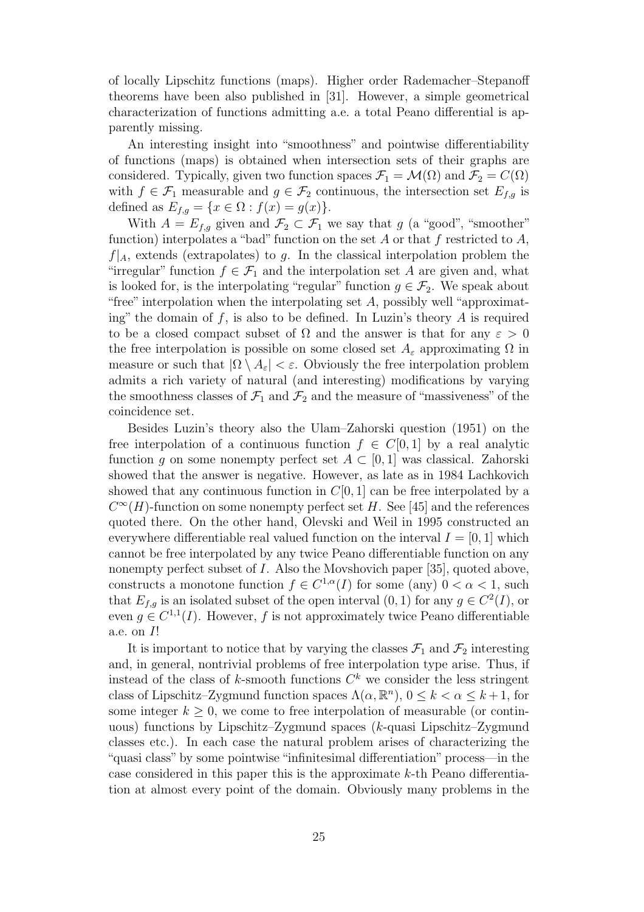of locally Lipschitz functions (maps). Higher order Rademacher–Stepanoff theorems have been also published in [31]. However, a simple geometrical characterization of functions admitting a.e. a total Peano differential is apparently missing.

An interesting insight into "smoothness" and pointwise differentiability of functions (maps) is obtained when intersection sets of their graphs are considered. Typically, given two function spaces $\mathcal{F}_1 = \mathcal{M}(\Omega)$ and $\mathcal{F}_2 = C(\Omega)$ with $f \in \mathcal{F}_1$ measurable and $g \in \mathcal{F}_2$ continuous, the intersection set $E_{f,g}$ is defined as $E_{f,g} = \{x \in \Omega : f(x) = g(x)\}$.

With $A = E_{f,g}$ given and $\mathcal{F}_2 \subset \mathcal{F}_1$ we say that $g$ (a "good", "smoother" function) interpolates a "bad" function on the set $A$ or that $f$ restricted to $A$, $f|_A$, extends (extrapolates) to $g$. In the classical interpolation problem the "irregular" function $f \in \mathcal{F}_1$ and the interpolation set $A$ are given and, what is looked for, is the interpolating "regular" function $g \in \mathcal{F}_2$. We speak about "free" interpolation when the interpolating set $A$, possibly well "approximating" the domain of $f$, is also to be defined. In Luzin's theory $A$ is required to be a closed compact subset of $\Omega$ and the answer is that for any $\varepsilon > 0$ the free interpolation is possible on some closed set $A_\varepsilon$ approximating $\Omega$ in measure or such that $|\Omega \setminus A_\varepsilon| < \varepsilon$. Obviously the free interpolation problem admits a rich variety of natural (and interesting) modifications by varying the smoothness classes of $\mathcal{F}_1$ and $\mathcal{F}_2$ and the measure of "massiveness" of the coincidence set.

Besides Luzin's theory also the Ulam–Zahorski question (1951) on the free interpolation of a continuous function $f \in C[0,1]$ by a real analytic function $g$ on some nonempty perfect set $A \subset [0,1]$ was classical. Zahorski showed that the answer is negative. However, as late as in 1984 Lachkovich showed that any continuous function in $C[0,1]$ can be free interpolated by a $C^\infty(H)$-function on some nonempty perfect set $H$. See [45] and the references quoted there. On the other hand, Olevski and Weil in 1995 constructed an everywhere differentiable real valued function on the interval $I = [0,1]$ which cannot be free interpolated by any twice Peano differentiable function on any nonempty perfect subset of $I$. Also the Movshovich paper [35], quoted above, constructs a monotone function $f \in C^{1,\alpha}(I)$ for some (any) $0 < \alpha < 1$, such that $E_{f,g}$ is an isolated subset of the open interval $(0,1)$ for any $g \in C^2(I)$, or even $g \in C^{1,1}(I)$. However, $f$ is not approximately twice Peano differentiable a.e. on $I$!

It is important to notice that by varying the classes $\mathcal{F}_1$ and $\mathcal{F}_2$ interesting and, in general, nontrivial problems of free interpolation type arise. Thus, if instead of the class of $k$-smooth functions $C^k$ we consider the less stringent class of Lipschitz–Zygmund function spaces $\Lambda(\alpha, \mathbb{R}^n)$, $0 \le k < \alpha \le k+1$, for some integer $k \ge 0$, we come to free interpolation of measurable (or continuous) functions by Lipschitz–Zygmund spaces ($k$-quasi Lipschitz–Zygmund classes etc.). In each case the natural problem arises of characterizing the "quasi class" by some pointwise "infinitesimal differentiation" process—in the case considered in this paper this is the approximate $k$-th Peano differentiation at almost every point of the domain. Obviously many problems in the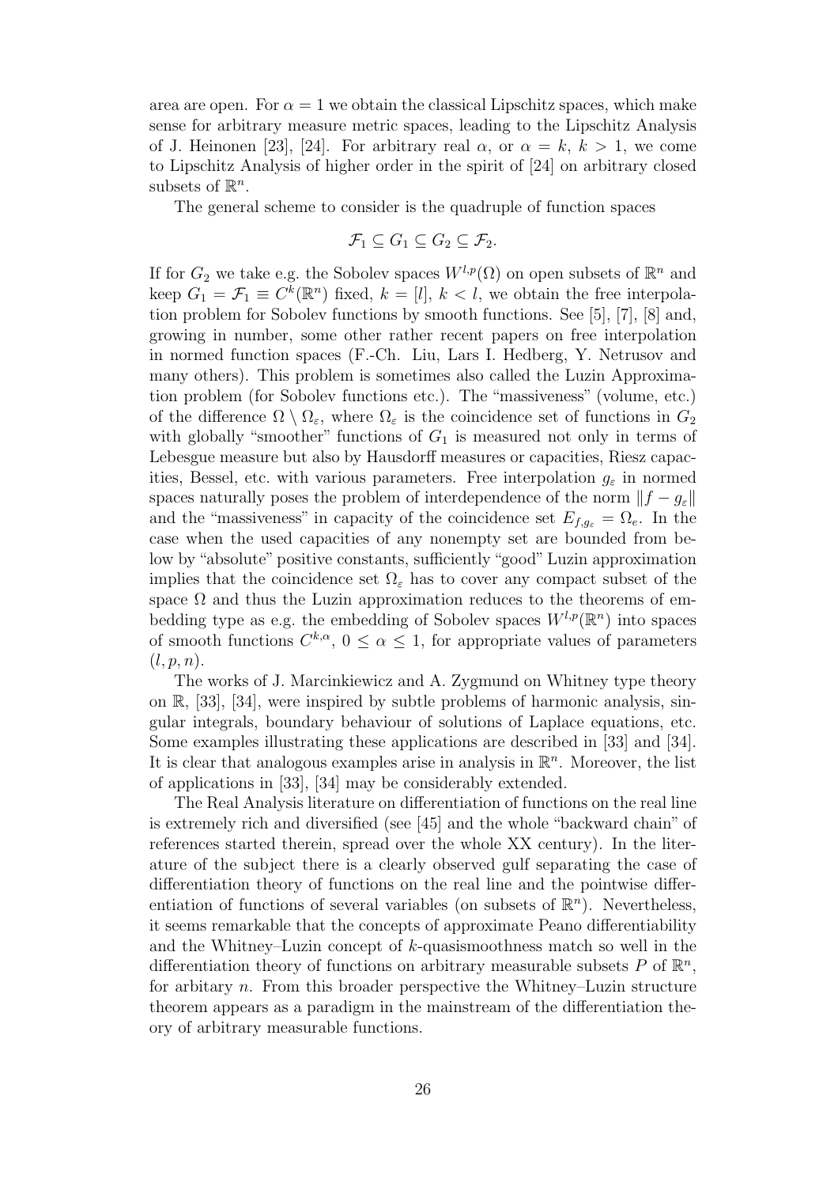area are open. For $\alpha = 1$ we obtain the classical Lipschitz spaces, which make sense for arbitrary measure metric spaces, leading to the Lipschitz Analysis of J. Heinonen [23], [24]. For arbitrary real $\alpha$, or $\alpha = k$, $k > 1$, we come to Lipschitz Analysis of higher order in the spirit of [24] on arbitrary closed subsets of $\mathbb{R}^n$.

The general scheme to consider is the quadruple of function spaces

$$\mathcal{F}_1 \subseteq G_1 \subseteq G_2 \subseteq \mathcal{F}_2.$$

If for $G_2$ we take e.g. the Sobolev spaces $W^{l,p}(\Omega)$ on open subsets of $\mathbb{R}^n$ and keep $G_1 = \mathcal{F}_1 \equiv C^k(\mathbb{R}^n)$ fixed, $k = [l]$, $k < l$, we obtain the free interpolation problem for Sobolev functions by smooth functions. See [5], [7], [8] and, growing in number, some other rather recent papers on free interpolation in normed function spaces (F.-Ch. Liu, Lars I. Hedberg, Y. Netrusov and many others). This problem is sometimes also called the Luzin Approximation problem (for Sobolev functions etc.). The "massiveness" (volume, etc.) of the difference $\Omega \setminus \Omega_\varepsilon$, where $\Omega_\varepsilon$ is the coincidence set of functions in $G_2$ with globally "smoother" functions of $G_1$ is measured not only in terms of Lebesgue measure but also by Hausdorff measures or capacities, Riesz capacities, Bessel, etc. with various parameters. Free interpolation $g_\varepsilon$ in normed spaces naturally poses the problem of interdependence of the norm $\|f - g_\varepsilon\|$ and the "massiveness" in capacity of the coincidence set $E_{f,g_\varepsilon} = \Omega_e$. In the case when the used capacities of any nonempty set are bounded from below by "absolute" positive constants, sufficiently "good" Luzin approximation implies that the coincidence set $\Omega_\varepsilon$ has to cover any compact subset of the space $\Omega$ and thus the Luzin approximation reduces to the theorems of embedding type as e.g. the embedding of Sobolev spaces $W^{l,p}(\mathbb{R}^n)$ into spaces of smooth functions $C^{k,\alpha}$, $0 \leq \alpha \leq 1$, for appropriate values of parameters $(l, p, n)$.

The works of J. Marcinkiewicz and A. Zygmund on Whitney type theory on $\mathbb{R}$, [33], [34], were inspired by subtle problems of harmonic analysis, singular integrals, boundary behaviour of solutions of Laplace equations, etc. Some examples illustrating these applications are described in [33] and [34]. It is clear that analogous examples arise in analysis in $\mathbb{R}^n$. Moreover, the list of applications in [33], [34] may be considerably extended.

The Real Analysis literature on differentiation of functions on the real line is extremely rich and diversified (see [45] and the whole "backward chain" of references started therein, spread over the whole XX century). In the literature of the subject there is a clearly observed gulf separating the case of differentiation theory of functions on the real line and the pointwise differentiation of functions of several variables (on subsets of $\mathbb{R}^n$). Nevertheless, it seems remarkable that the concepts of approximate Peano differentiability and the Whitney–Luzin concept of $k$-quasismoothness match so well in the differentiation theory of functions on arbitrary measurable subsets $P$ of $\mathbb{R}^n$, for arbitary $n$. From this broader perspective the Whitney–Luzin structure theorem appears as a paradigm in the mainstream of the differentiation theory of arbitrary measurable functions.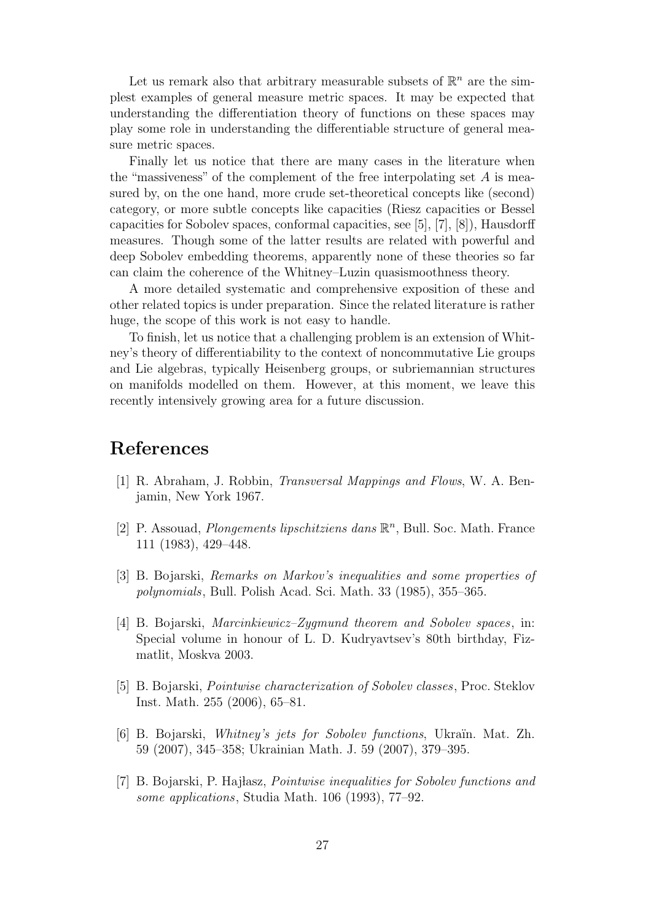Let us remark also that arbitrary measurable subsets of $\mathbb{R}^n$ are the simplest examples of general measure metric spaces. It may be expected that understanding the differentiation theory of functions on these spaces may play some role in understanding the differentiable structure of general measure metric spaces.

Finally let us notice that there are many cases in the literature when the "massiveness" of the complement of the free interpolating set $A$ is measured by, on the one hand, more crude set-theoretical concepts like (second) category, or more subtle concepts like capacities (Riesz capacities or Bessel capacities for Sobolev spaces, conformal capacities, see [5], [7], [8]), Hausdorff measures. Though some of the latter results are related with powerful and deep Sobolev embedding theorems, apparently none of these theories so far can claim the coherence of the Whitney–Luzin quasismoothness theory.

A more detailed systematic and comprehensive exposition of these and other related topics is under preparation. Since the related literature is rather huge, the scope of this work is not easy to handle.

To finish, let us notice that a challenging problem is an extension of Whitney's theory of differentiability to the context of noncommutative Lie groups and Lie algebras, typically Heisenberg groups, or subriemannian structures on manifolds modelled on them. However, at this moment, we leave this recently intensively growing area for a future discussion.

# References

[1] R. Abraham, J. Robbin, *Transversal Mappings and Flows*, W. A. Benjamin, New York 1967.

[2] P. Assouad, *Plongements lipschitziens dans* $\mathbb{R}^n$, Bull. Soc. Math. France 111 (1983), 429–448.

[3] B. Bojarski, *Remarks on Markov's inequalities and some properties of polynomials*, Bull. Polish Acad. Sci. Math. 33 (1985), 355–365.

[4] B. Bojarski, *Marcinkiewicz–Zygmund theorem and Sobolev spaces*, in: Special volume in honour of L. D. Kudryavtsev's 80th birthday, Fizmatlit, Moskva 2003.

[5] B. Bojarski, *Pointwise characterization of Sobolev classes*, Proc. Steklov Inst. Math. 255 (2006), 65–81.

[6] B. Bojarski, *Whitney's jets for Sobolev functions*, Ukraïn. Mat. Zh. 59 (2007), 345–358; Ukrainian Math. J. 59 (2007), 379–395.

[7] B. Bojarski, P. Hajłasz, *Pointwise inequalities for Sobolev functions and some applications*, Studia Math. 106 (1993), 77–92.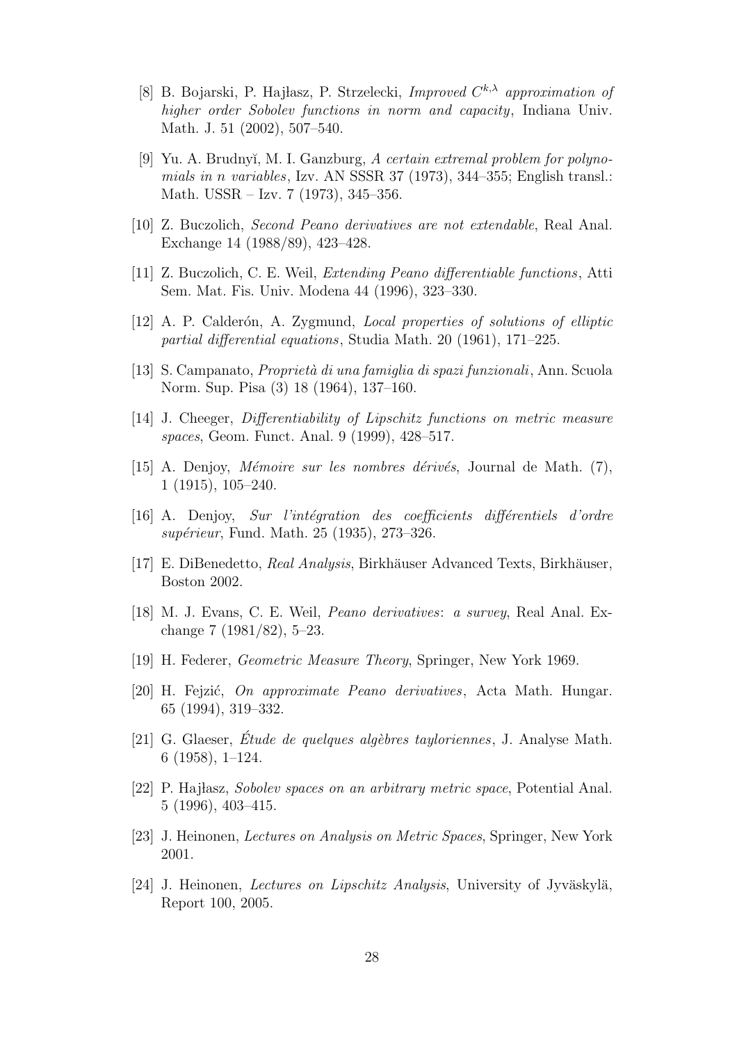[8] B. Bojarski, P. Hajłasz, P. Strzelecki, *Improved $C^{k,\lambda}$ approximation of higher order Sobolev functions in norm and capacity*, Indiana Univ. Math. J. 51 (2002), 507–540.

[9] Yu. A. Brudnyĭ, M. I. Ganzburg, *A certain extremal problem for polynomials in n variables*, Izv. AN SSSR 37 (1973), 344–355; English transl.: Math. USSR – Izv. 7 (1973), 345–356.

[10] Z. Buczolich, *Second Peano derivatives are not extendable*, Real Anal. Exchange 14 (1988/89), 423–428.

[11] Z. Buczolich, C. E. Weil, *Extending Peano differentiable functions*, Atti Sem. Mat. Fis. Univ. Modena 44 (1996), 323–330.

[12] A. P. Calderón, A. Zygmund, *Local properties of solutions of elliptic partial differential equations*, Studia Math. 20 (1961), 171–225.

[13] S. Campanato, *Proprietà di una famiglia di spazi funzionali*, Ann. Scuola Norm. Sup. Pisa (3) 18 (1964), 137–160.

[14] J. Cheeger, *Differentiability of Lipschitz functions on metric measure spaces*, Geom. Funct. Anal. 9 (1999), 428–517.

[15] A. Denjoy, *Mémoire sur les nombres dérivés*, Journal de Math. (7), 1 (1915), 105–240.

[16] A. Denjoy, *Sur l'intégration des coefficients différentiels d'ordre supérieur*, Fund. Math. 25 (1935), 273–326.

[17] E. DiBenedetto, *Real Analysis*, Birkhäuser Advanced Texts, Birkhäuser, Boston 2002.

[18] M. J. Evans, C. E. Weil, *Peano derivatives: a survey*, Real Anal. Exchange 7 (1981/82), 5–23.

[19] H. Federer, *Geometric Measure Theory*, Springer, New York 1969.

[20] H. Fejzić, *On approximate Peano derivatives*, Acta Math. Hungar. 65 (1994), 319–332.

[21] G. Glaeser, *Étude de quelques algèbres tayloriennes*, J. Analyse Math. 6 (1958), 1–124.

[22] P. Hajłasz, *Sobolev spaces on an arbitrary metric space*, Potential Anal. 5 (1996), 403–415.

[23] J. Heinonen, *Lectures on Analysis on Metric Spaces*, Springer, New York 2001.

[24] J. Heinonen, *Lectures on Lipschitz Analysis*, University of Jyväskylä, Report 100, 2005.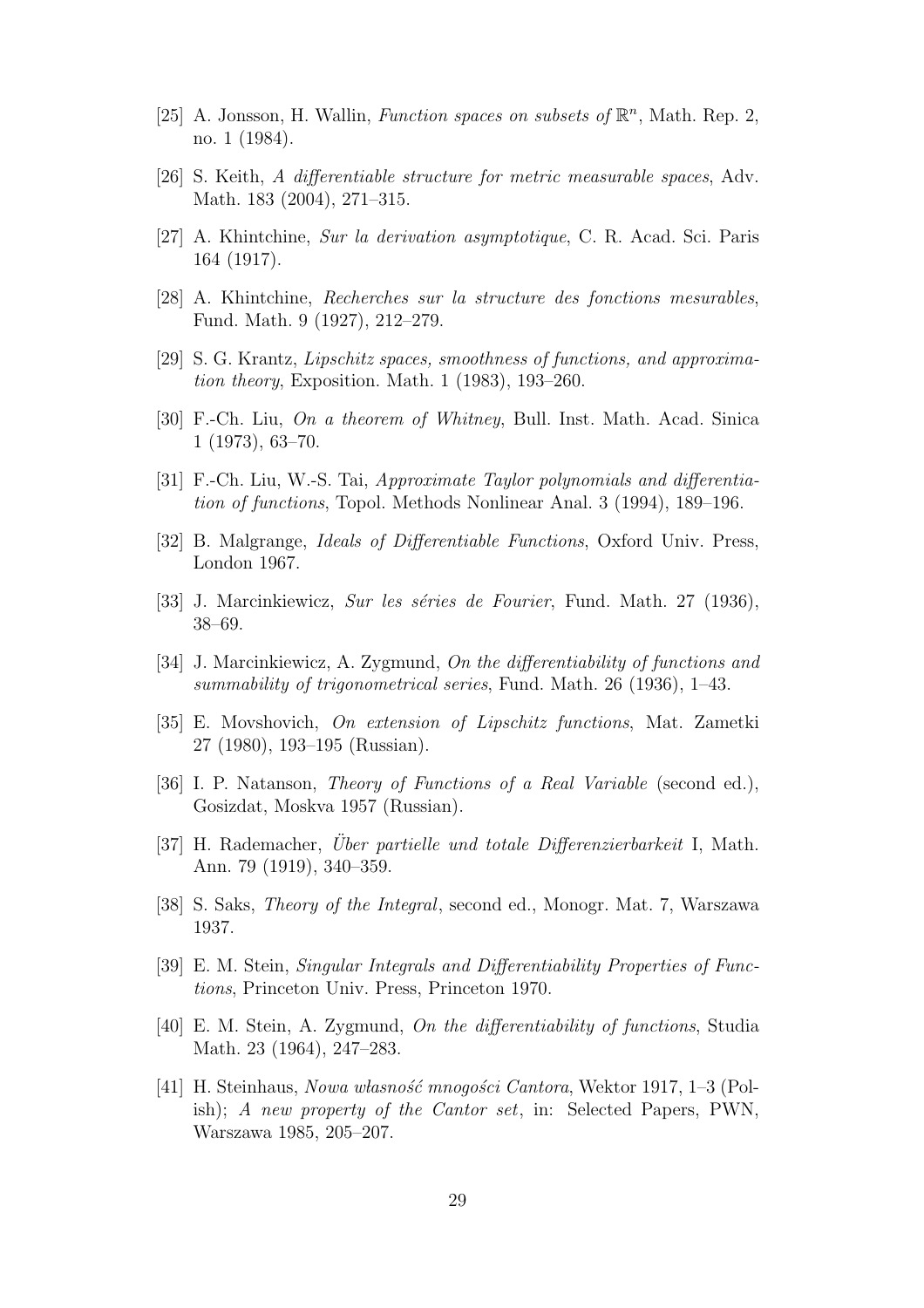[25] A. Jonsson, H. Wallin, *Function spaces on subsets of* $\mathbb{R}^n$, Math. Rep. 2, no. 1 (1984).

[26] S. Keith, *A differentiable structure for metric measurable spaces*, Adv. Math. 183 (2004), 271–315.

[27] A. Khintchine, *Sur la derivation asymptotique*, C. R. Acad. Sci. Paris 164 (1917).

[28] A. Khintchine, *Recherches sur la structure des fonctions mesurables*, Fund. Math. 9 (1927), 212–279.

[29] S. G. Krantz, *Lipschitz spaces, smoothness of functions, and approximation theory*, Exposition. Math. 1 (1983), 193–260.

[30] F.-Ch. Liu, *On a theorem of Whitney*, Bull. Inst. Math. Acad. Sinica 1 (1973), 63–70.

[31] F.-Ch. Liu, W.-S. Tai, *Approximate Taylor polynomials and differentiation of functions*, Topol. Methods Nonlinear Anal. 3 (1994), 189–196.

[32] B. Malgrange, *Ideals of Differentiable Functions*, Oxford Univ. Press, London 1967.

[33] J. Marcinkiewicz, *Sur les séries de Fourier*, Fund. Math. 27 (1936), 38–69.

[34] J. Marcinkiewicz, A. Zygmund, *On the differentiability of functions and summability of trigonometrical series*, Fund. Math. 26 (1936), 1–43.

[35] E. Movshovich, *On extension of Lipschitz functions*, Mat. Zametki 27 (1980), 193–195 (Russian).

[36] I. P. Natanson, *Theory of Functions of a Real Variable* (second ed.), Gosizdat, Moskva 1957 (Russian).

[37] H. Rademacher, *Über partielle und totale Differenzierbarkeit* I, Math. Ann. 79 (1919), 340–359.

[38] S. Saks, *Theory of the Integral*, second ed., Monogr. Mat. 7, Warszawa 1937.

[39] E. M. Stein, *Singular Integrals and Differentiability Properties of Functions*, Princeton Univ. Press, Princeton 1970.

[40] E. M. Stein, A. Zygmund, *On the differentiability of functions*, Studia Math. 23 (1964), 247–283.

[41] H. Steinhaus, *Nowa własność mnogości Cantora*, Wektor 1917, 1–3 (Polish); *A new property of the Cantor set*, in: Selected Papers, PWN, Warszawa 1985, 205–207.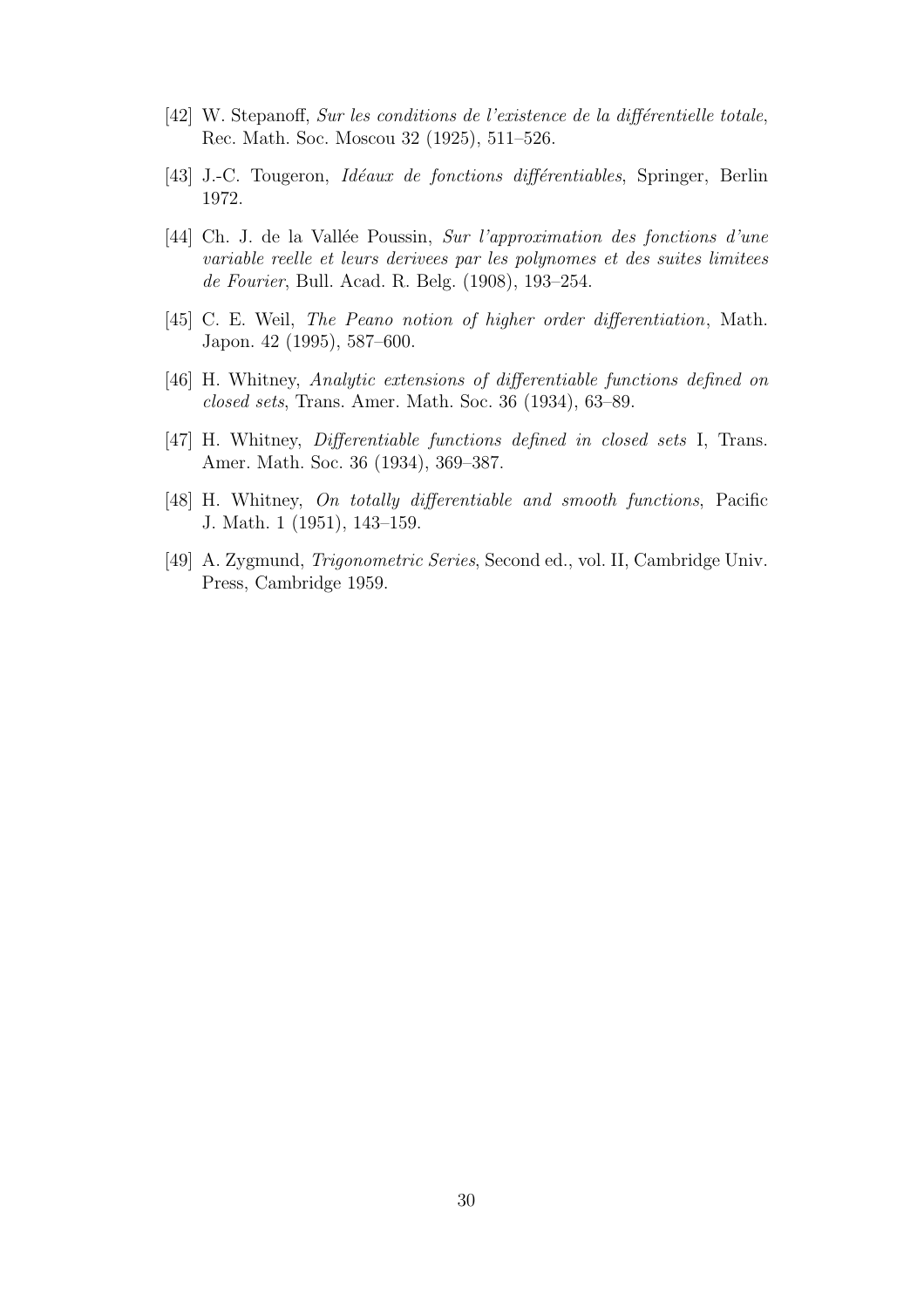[42] W. Stepanoff, *Sur les conditions de l'existence de la différentielle totale*, Rec. Math. Soc. Moscou 32 (1925), 511–526.

[43] J.-C. Tougeron, *Idéaux de fonctions différentiables*, Springer, Berlin 1972.

[44] Ch. J. de la Vallée Poussin, *Sur l'approximation des fonctions d'une variable reelle et leurs derivees par les polynomes et des suites limitees de Fourier*, Bull. Acad. R. Belg. (1908), 193–254.

[45] C. E. Weil, *The Peano notion of higher order differentiation*, Math. Japon. 42 (1995), 587–600.

[46] H. Whitney, *Analytic extensions of differentiable functions defined on closed sets*, Trans. Amer. Math. Soc. 36 (1934), 63–89.

[47] H. Whitney, *Differentiable functions defined in closed sets* I, Trans. Amer. Math. Soc. 36 (1934), 369–387.

[48] H. Whitney, *On totally differentiable and smooth functions*, Pacific J. Math. 1 (1951), 143–159.

[49] A. Zygmund, *Trigonometric Series*, Second ed., vol. II, Cambridge Univ. Press, Cambridge 1959.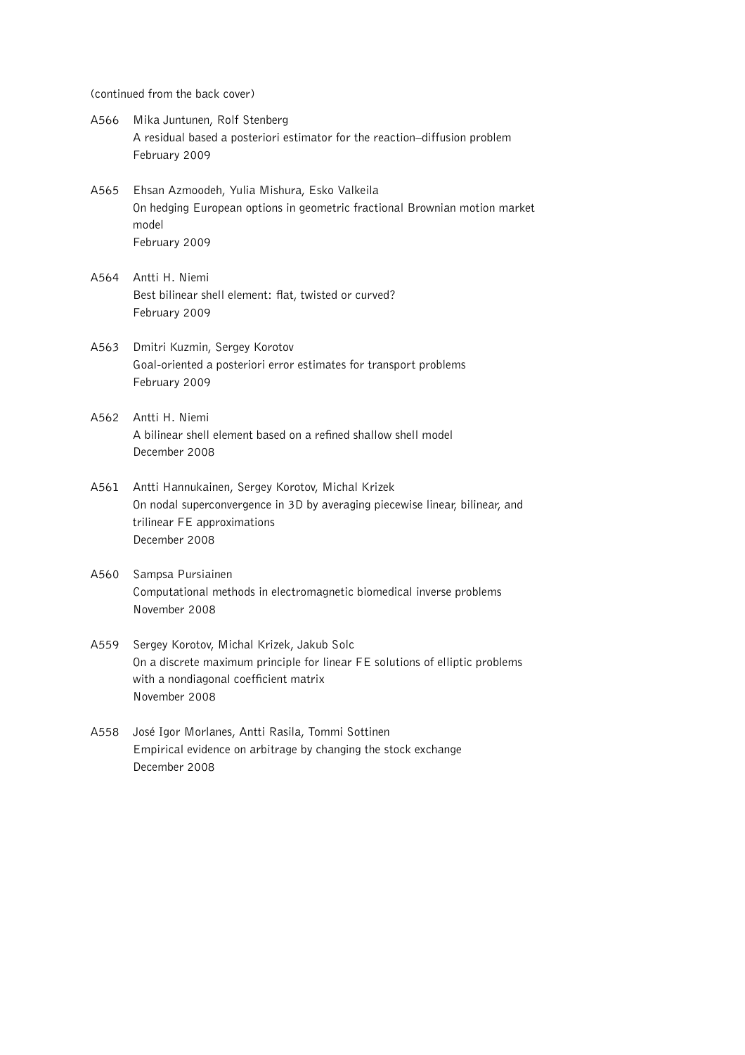(continued from the back cover)

A566 Mika Juntunen, Rolf Stenberg
A residual based a posteriori estimator for the reaction–diffusion problem
February 2009

A565 Ehsan Azmoodeh, Yulia Mishura, Esko Valkeila
On hedging European options in geometric fractional Brownian motion market model
February 2009

A564 Antti H. Niemi
Best bilinear shell element: flat, twisted or curved?
February 2009

A563 Dmitri Kuzmin, Sergey Korotov
Goal-oriented a posteriori error estimates for transport problems
February 2009

A562 Antti H. Niemi
A bilinear shell element based on a refined shallow shell model
December 2008

A561 Antti Hannukainen, Sergey Korotov, Michal Krizek
On nodal superconvergence in 3D by averaging piecewise linear, bilinear, and trilinear FE approximations
December 2008

A560 Sampsa Pursiainen
Computational methods in electromagnetic biomedical inverse problems
November 2008

A559 Sergey Korotov, Michal Krizek, Jakub Solc
On a discrete maximum principle for linear FE solutions of elliptic problems with a nondiagonal coefficient matrix
November 2008

A558 José Igor Morlanes, Antti Rasila, Tommi Sottinen
Empirical evidence on arbitrage by changing the stock exchange
December 2008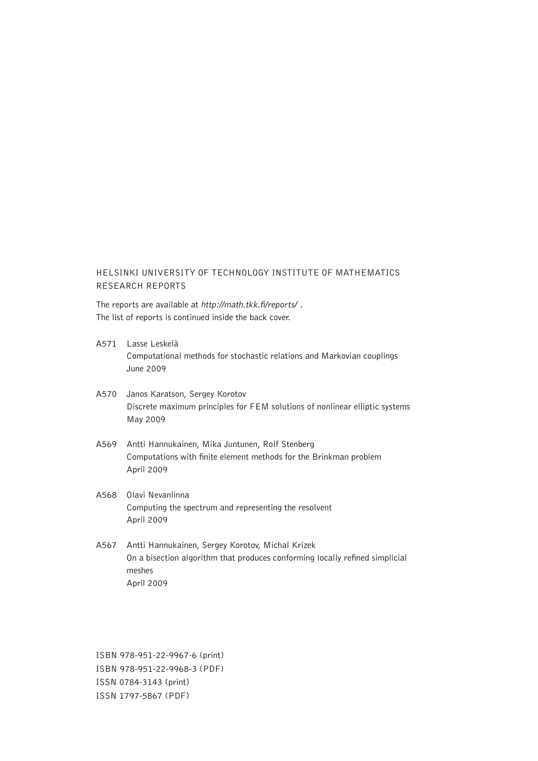HELSINKI UNIVERSITY OF TECHNOLOGY INSTITUTE OF MATHEMATICS
RESEARCH REPORTS

The reports are available at *http://math.tkk.fi/reports/* .
The list of reports is continued inside the back cover.

A571 Lasse Leskelä
Computational methods for stochastic relations and Markovian couplings
June 2009

A570 Janos Karatson, Sergey Korotov
Discrete maximum principles for FEM solutions of nonlinear elliptic systems
May 2009

A569 Antti Hannukainen, Mika Juntunen, Rolf Stenberg
Computations with finite element methods for the Brinkman problem
April 2009

A568 Olavi Nevanlinna
Computing the spectrum and representing the resolvent
April 2009

A567 Antti Hannukainen, Sergey Korotov, Michal Krizek
On a bisection algorithm that produces conforming locally refined simplicial meshes
April 2009

ISBN 978-951-22-9967-6 (print)
ISBN 978-951-22-9968-3 (PDF)
ISSN 0784-3143 (print)
ISSN 1797-5867 (PDF)